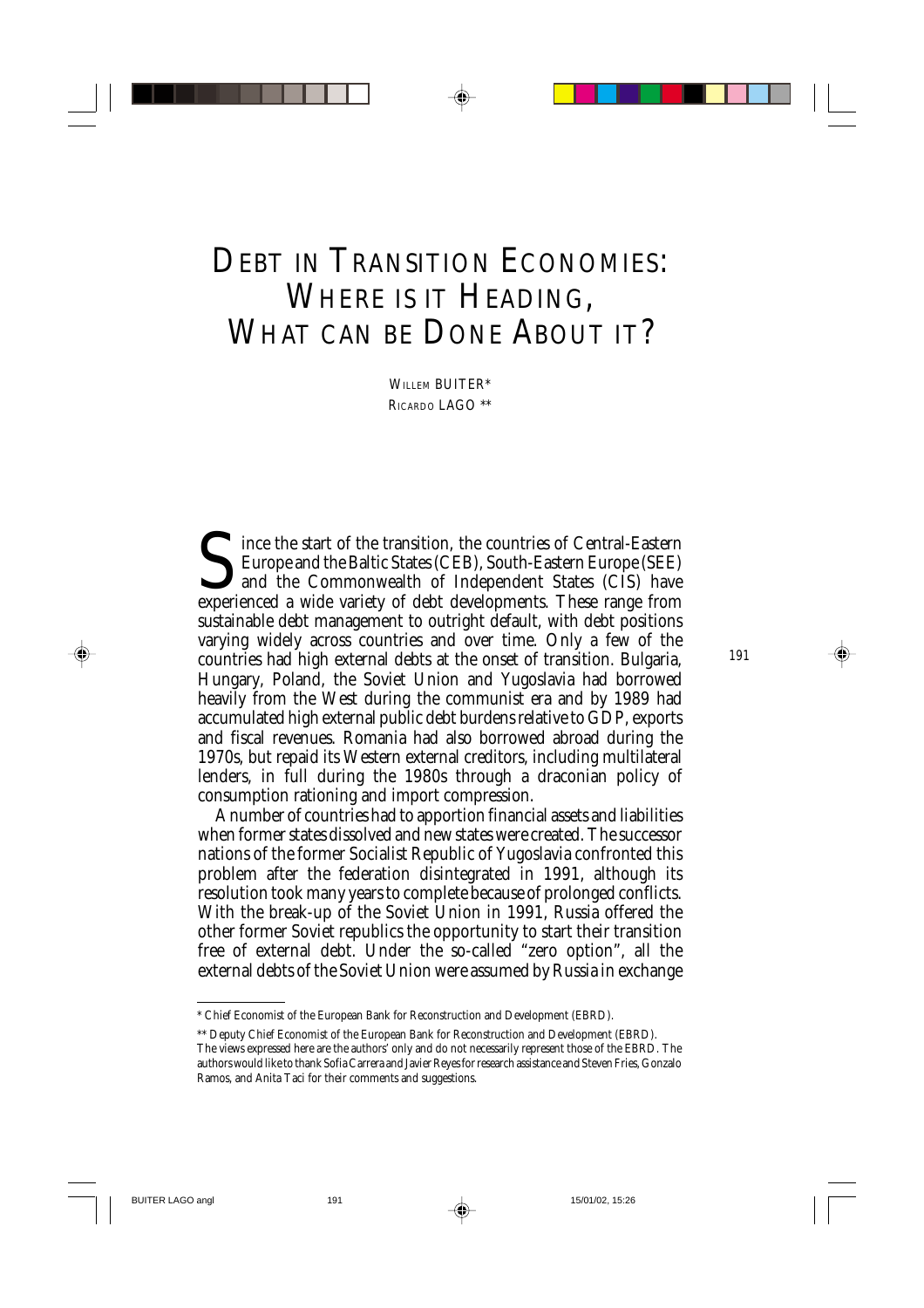# DEBT IN TRANSITION ECONOMIES: WHERE IS IT HEADING, WHAT CAN BE DONE ABOUT IT?

WILLEM BUITER*
RICARDO LAGO **

Since the start of the transition, the countries of Central-Eastern Europe and the Baltic States (CEB), South-Eastern Europe (SEE) and the Commonwealth of Independent States (CIS) have experienced a wide variety of debt developments. These range from sustainable debt management to outright default, with debt positions varying widely across countries and over time. Only a few of the countries had high external debts at the onset of transition. Bulgaria, Hungary, Poland, the Soviet Union and Yugoslavia had borrowed heavily from the West during the communist era and by 1989 had accumulated high external public debt burdens relative to GDP, exports and fiscal revenues. Romania had also borrowed abroad during the 1970s, but repaid its Western external creditors, including multilateral lenders, in full during the 1980s through a draconian policy of consumption rationing and import compression.

A number of countries had to apportion financial assets and liabilities when former states dissolved and new states were created. The successor nations of the former Socialist Republic of Yugoslavia confronted this problem after the federation disintegrated in 1991, although its resolution took many years to complete because of prolonged conflicts. With the break-up of the Soviet Union in 1991, Russia offered the other former Soviet republics the opportunity to start their transition free of external debt. Under the so-called "zero option", all the external debts of the Soviet Union were assumed by Russia in exchange

---

\* Chief Economist of the European Bank for Reconstruction and Development (EBRD).

\*\* Deputy Chief Economist of the European Bank for Reconstruction and Development (EBRD).

The views expressed here are the authors' only and do not necessarily represent those of the EBRD. The authors would like to thank Sofia Carrera and Javier Reyes for research assistance and Steven Fries, Gonzalo Ramos, and Anita Taci for their comments and suggestions.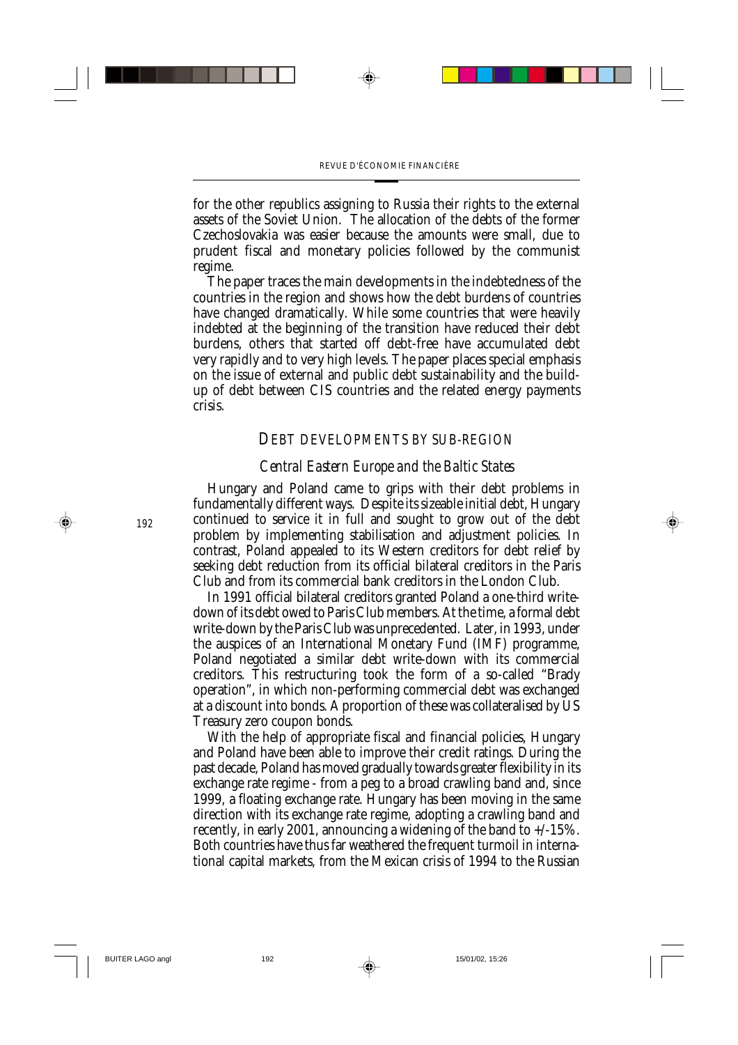for the other republics assigning to Russia their rights to the external assets of the Soviet Union. The allocation of the debts of the former Czechoslovakia was easier because the amounts were small, due to prudent fiscal and monetary policies followed by the communist regime.

The paper traces the main developments in the indebtedness of the countries in the region and shows how the debt burdens of countries have changed dramatically. While some countries that were heavily indebted at the beginning of the transition have reduced their debt burdens, others that started off debt-free have accumulated debt very rapidly and to very high levels. The paper places special emphasis on the issue of external and public debt sustainability and the build-up of debt between CIS countries and the related energy payments crisis.

## DEBT DEVELOPMENTS BY SUB-REGION

### *Central Eastern Europe and the Baltic States*

Hungary and Poland came to grips with their debt problems in fundamentally different ways. Despite its sizeable initial debt, Hungary continued to service it in full and sought to grow out of the debt problem by implementing stabilisation and adjustment policies. In contrast, Poland appealed to its Western creditors for debt relief by seeking debt reduction from its official bilateral creditors in the Paris Club and from its commercial bank creditors in the London Club.

In 1991 official bilateral creditors granted Poland a one-third write-down of its debt owed to Paris Club members. At the time, a formal debt write-down by the Paris Club was unprecedented. Later, in 1993, under the auspices of an International Monetary Fund (IMF) programme, Poland negotiated a similar debt write-down with its commercial creditors. This restructuring took the form of a so-called "Brady operation", in which non-performing commercial debt was exchanged at a discount into bonds. A proportion of these was collateralised by US Treasury zero coupon bonds.

With the help of appropriate fiscal and financial policies, Hungary and Poland have been able to improve their credit ratings. During the past decade, Poland has moved gradually towards greater flexibility in its exchange rate regime - from a peg to a broad crawling band and, since 1999, a floating exchange rate. Hungary has been moving in the same direction with its exchange rate regime, adopting a crawling band and recently, in early 2001, announcing a widening of the band to +/-15%. Both countries have thus far weathered the frequent turmoil in international capital markets, from the Mexican crisis of 1994 to the Russian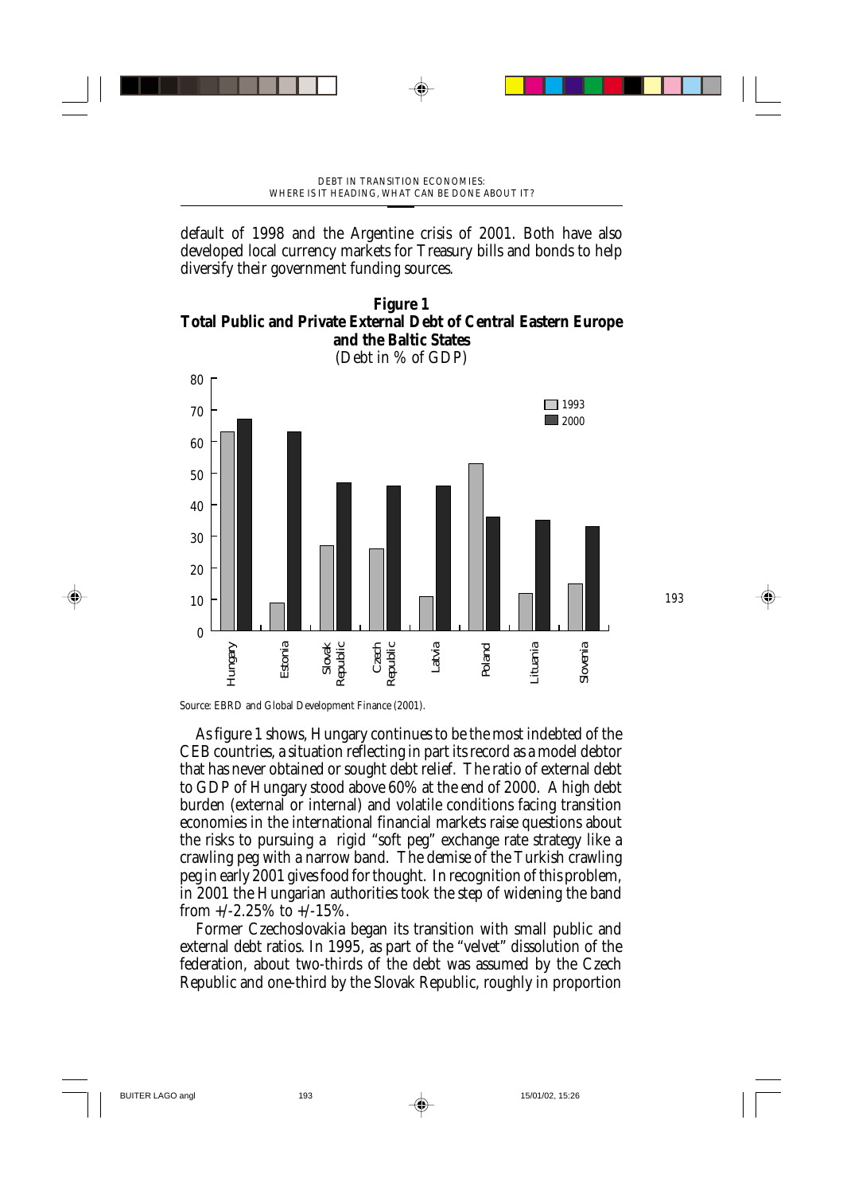default of 1998 and the Argentine crisis of 2001. Both have also developed local currency markets for Treasury bills and bonds to help diversify their government funding sources.

**Figure 1**
**Total Public and Private External Debt of Central Eastern Europe and the Baltic States**
(Debt in % of GDP)

Source: EBRD and Global Development Finance (2001).

As figure 1 shows, Hungary continues to be the most indebted of the CEB countries, a situation reflecting in part its record as a model debtor that has never obtained or sought debt relief. The ratio of external debt to GDP of Hungary stood above 60% at the end of 2000. A high debt burden (external or internal) and volatile conditions facing transition economies in the international financial markets raise questions about the risks to pursuing a rigid "soft peg" exchange rate strategy like a crawling peg with a narrow band. The demise of the Turkish crawling peg in early 2001 gives food for thought. In recognition of this problem, in 2001 the Hungarian authorities took the step of widening the band from +/-2.25% to +/-15%.

Former Czechoslovakia began its transition with small public and external debt ratios. In 1995, as part of the "velvet" dissolution of the federation, about two-thirds of the debt was assumed by the Czech Republic and one-third by the Slovak Republic, roughly in proportion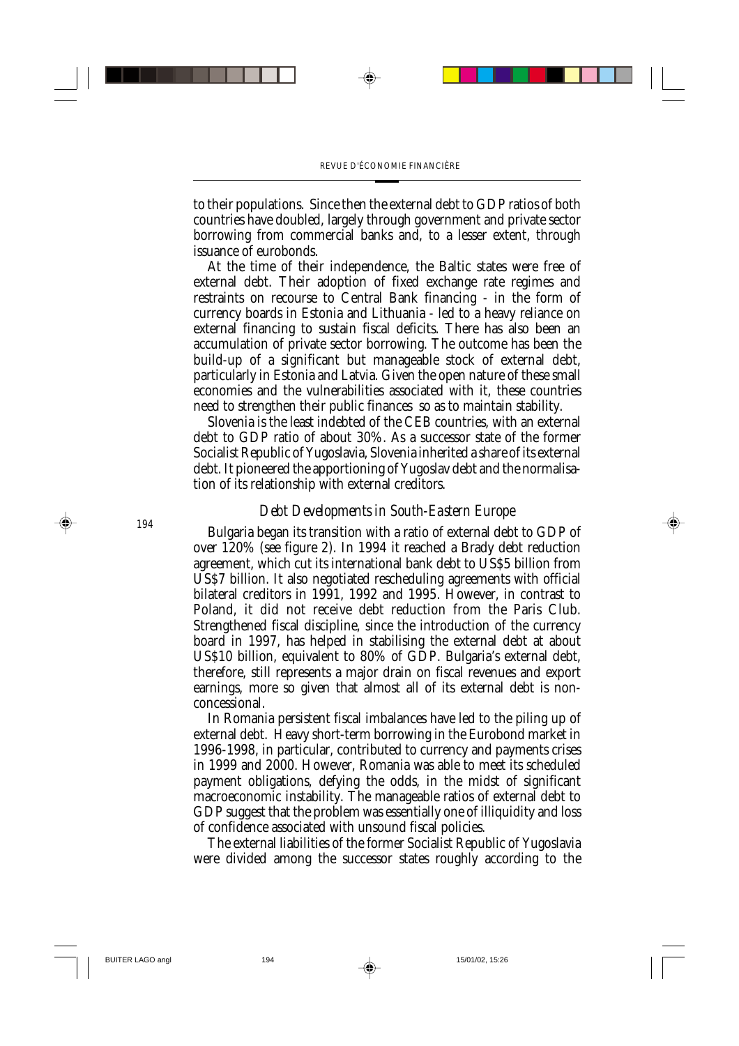to their populations. Since then the external debt to GDP ratios of both countries have doubled, largely through government and private sector borrowing from commercial banks and, to a lesser extent, through issuance of eurobonds.

At the time of their independence, the Baltic states were free of external debt. Their adoption of fixed exchange rate regimes and restraints on recourse to Central Bank financing - in the form of currency boards in Estonia and Lithuania - led to a heavy reliance on external financing to sustain fiscal deficits. There has also been an accumulation of private sector borrowing. The outcome has been the build-up of a significant but manageable stock of external debt, particularly in Estonia and Latvia. Given the open nature of these small economies and the vulnerabilities associated with it, these countries need to strengthen their public finances so as to maintain stability.

Slovenia is the least indebted of the CEB countries, with an external debt to GDP ratio of about 30%. As a successor state of the former Socialist Republic of Yugoslavia, Slovenia inherited a share of its external debt. It pioneered the apportioning of Yugoslav debt and the normalisation of its relationship with external creditors.

### *Debt Developments in South-Eastern Europe*

Bulgaria began its transition with a ratio of external debt to GDP of over 120% (see figure 2). In 1994 it reached a Brady debt reduction agreement, which cut its international bank debt to US$5 billion from US$7 billion. It also negotiated rescheduling agreements with official bilateral creditors in 1991, 1992 and 1995. However, in contrast to Poland, it did not receive debt reduction from the Paris Club. Strengthened fiscal discipline, since the introduction of the currency board in 1997, has helped in stabilising the external debt at about US$10 billion, equivalent to 80% of GDP. Bulgaria's external debt, therefore, still represents a major drain on fiscal revenues and export earnings, more so given that almost all of its external debt is non-concessional.

In Romania persistent fiscal imbalances have led to the piling up of external debt. Heavy short-term borrowing in the Eurobond market in 1996-1998, in particular, contributed to currency and payments crises in 1999 and 2000. However, Romania was able to meet its scheduled payment obligations, defying the odds, in the midst of significant macroeconomic instability. The manageable ratios of external debt to GDP suggest that the problem was essentially one of illiquidity and loss of confidence associated with unsound fiscal policies.

The external liabilities of the former Socialist Republic of Yugoslavia were divided among the successor states roughly according to the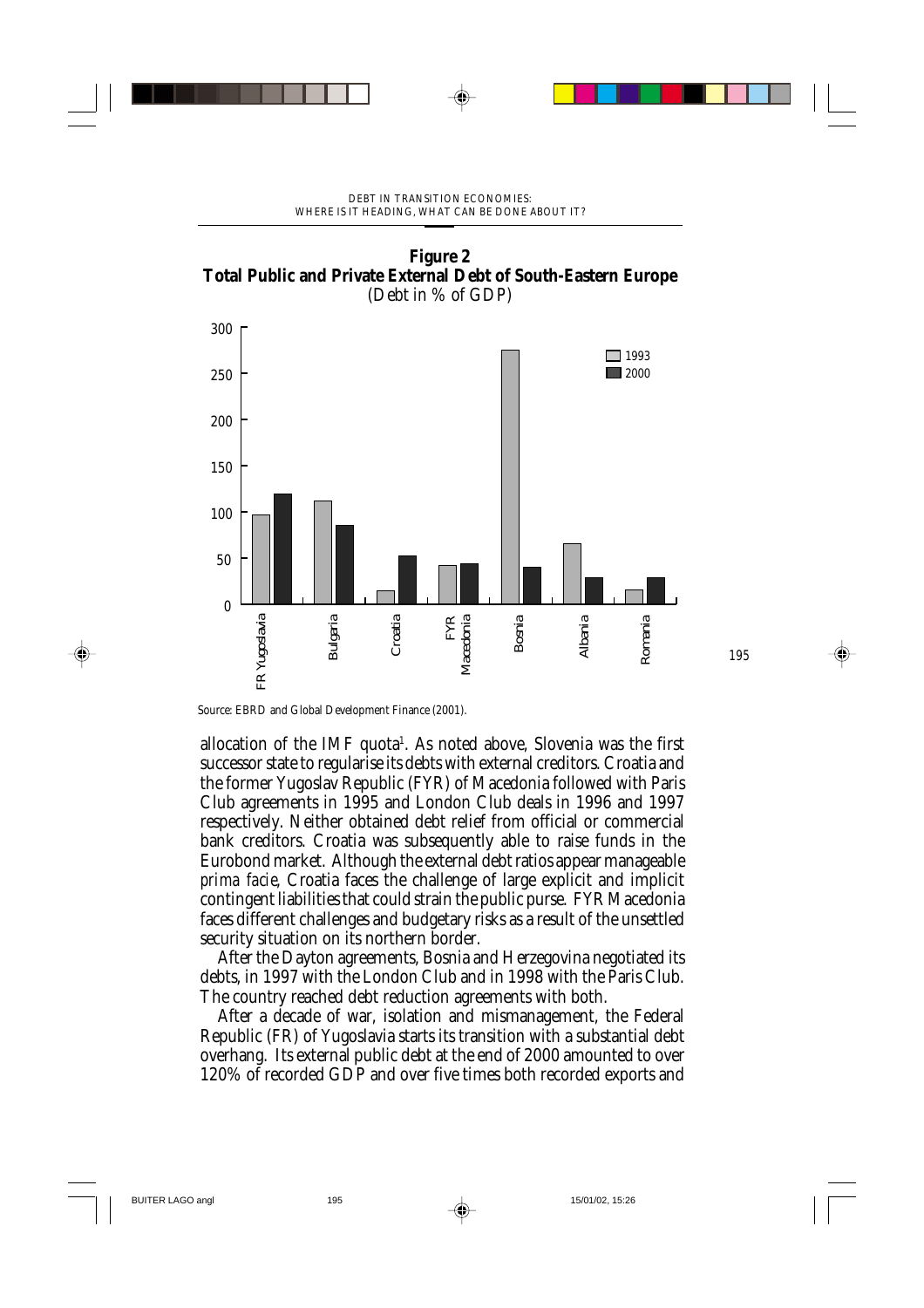**Figure 2**
**Total Public and Private External Debt of South-Eastern Europe**
(Debt in % of GDP)

Source: EBRD and Global Development Finance (2001).

allocation of the IMF quota[1]. As noted above, Slovenia was the first successor state to regularise its debts with external creditors. Croatia and the former Yugoslav Republic (FYR) of Macedonia followed with Paris Club agreements in 1995 and London Club deals in 1996 and 1997 respectively. Neither obtained debt relief from official or commercial bank creditors. Croatia was subsequently able to raise funds in the Eurobond market. Although the external debt ratios appear manageable *prima facie*, Croatia faces the challenge of large explicit and implicit contingent liabilities that could strain the public purse. FYR Macedonia faces different challenges and budgetary risks as a result of the unsettled security situation on its northern border.

After the Dayton agreements, Bosnia and Herzegovina negotiated its debts, in 1997 with the London Club and in 1998 with the Paris Club. The country reached debt reduction agreements with both.

After a decade of war, isolation and mismanagement, the Federal Republic (FR) of Yugoslavia starts its transition with a substantial debt overhang. Its external public debt at the end of 2000 amounted to over 120% of recorded GDP and over five times both recorded exports and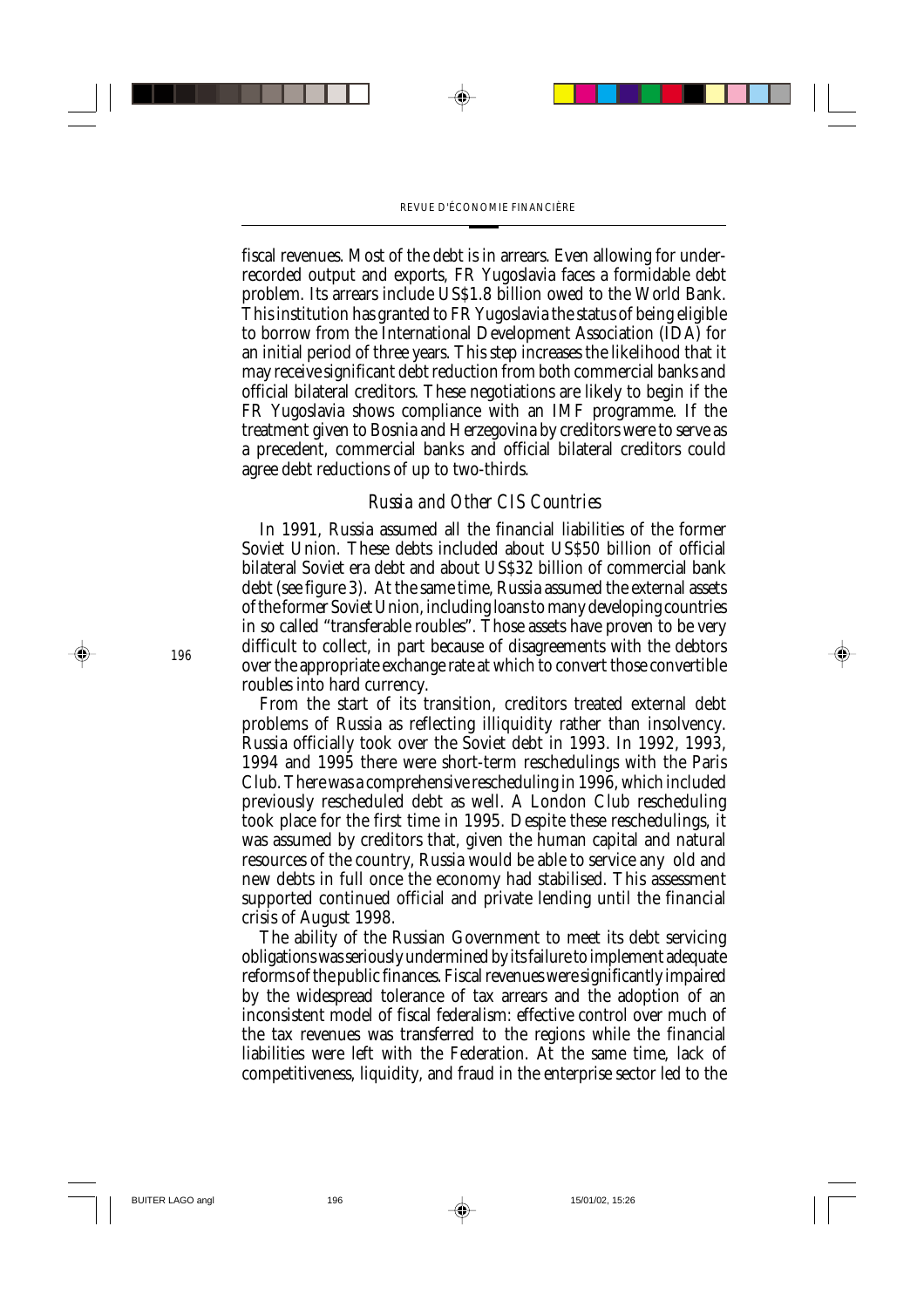fiscal revenues. Most of the debt is in arrears. Even allowing for under-recorded output and exports, FR Yugoslavia faces a formidable debt problem. Its arrears include US$1.8 billion owed to the World Bank. This institution has granted to FR Yugoslavia the status of being eligible to borrow from the International Development Association (IDA) for an initial period of three years. This step increases the likelihood that it may receive significant debt reduction from both commercial banks and official bilateral creditors. These negotiations are likely to begin if the FR Yugoslavia shows compliance with an IMF programme. If the treatment given to Bosnia and Herzegovina by creditors were to serve as a precedent, commercial banks and official bilateral creditors could agree debt reductions of up to two-thirds.

### *Russia and Other CIS Countries*

In 1991, Russia assumed all the financial liabilities of the former Soviet Union. These debts included about US$50 billion of official bilateral Soviet era debt and about US$32 billion of commercial bank debt (see figure 3). At the same time, Russia assumed the external assets of the former Soviet Union, including loans to many developing countries in so called "transferable roubles". Those assets have proven to be very difficult to collect, in part because of disagreements with the debtors over the appropriate exchange rate at which to convert those convertible roubles into hard currency.

From the start of its transition, creditors treated external debt problems of Russia as reflecting illiquidity rather than insolvency. Russia officially took over the Soviet debt in 1993. In 1992, 1993, 1994 and 1995 there were short-term reschedulings with the Paris Club. There was a comprehensive rescheduling in 1996, which included previously rescheduled debt as well. A London Club rescheduling took place for the first time in 1995. Despite these reschedulings, it was assumed by creditors that, given the human capital and natural resources of the country, Russia would be able to service any old and new debts in full once the economy had stabilised. This assessment supported continued official and private lending until the financial crisis of August 1998.

The ability of the Russian Government to meet its debt servicing obligations was seriously undermined by its failure to implement adequate reforms of the public finances. Fiscal revenues were significantly impaired by the widespread tolerance of tax arrears and the adoption of an inconsistent model of fiscal federalism: effective control over much of the tax revenues was transferred to the regions while the financial liabilities were left with the Federation. At the same time, lack of competitiveness, liquidity, and fraud in the enterprise sector led to the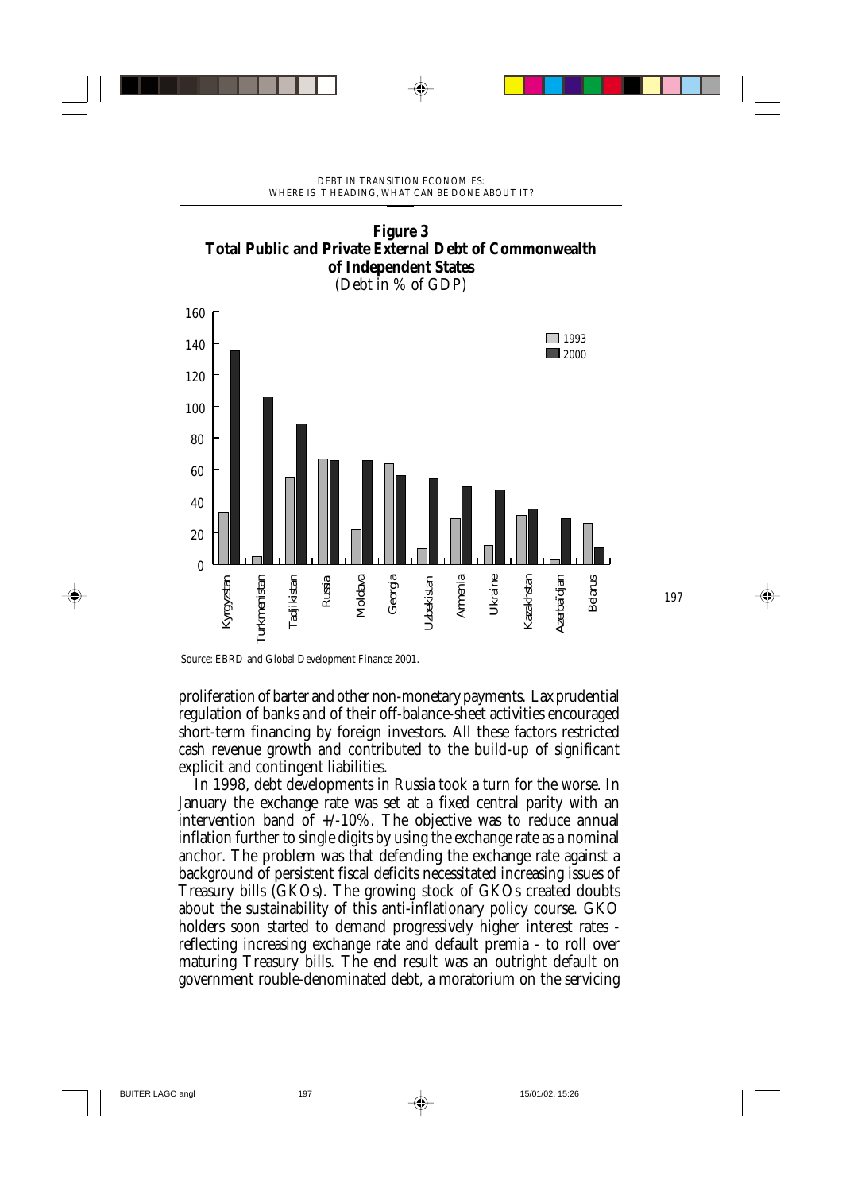**Figure 3**
**Total Public and Private External Debt of Commonwealth of Independent States**
(Debt in % of GDP)

Source: EBRD and Global Development Finance 2001.

proliferation of barter and other non-monetary payments. Lax prudential regulation of banks and of their off-balance-sheet activities encouraged short-term financing by foreign investors. All these factors restricted cash revenue growth and contributed to the build-up of significant explicit and contingent liabilities.

In 1998, debt developments in Russia took a turn for the worse. In January the exchange rate was set at a fixed central parity with an intervention band of +/-10%. The objective was to reduce annual inflation further to single digits by using the exchange rate as a nominal anchor. The problem was that defending the exchange rate against a background of persistent fiscal deficits necessitated increasing issues of Treasury bills (GKOs). The growing stock of GKOs created doubts about the sustainability of this anti-inflationary policy course. GKO holders soon started to demand progressively higher interest rates - reflecting increasing exchange rate and default premia - to roll over maturing Treasury bills. The end result was an outright default on government rouble-denominated debt, a moratorium on the servicing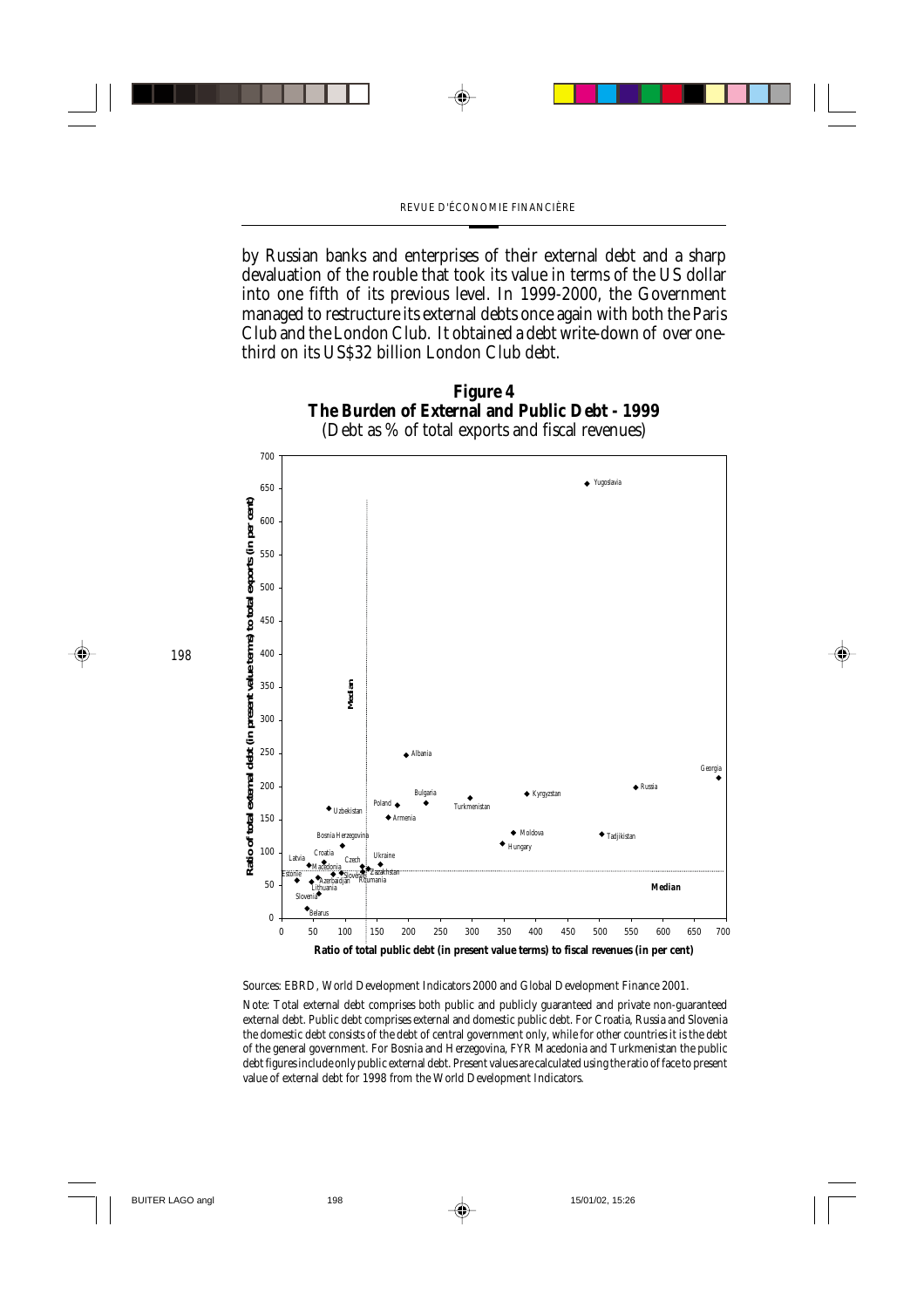by Russian banks and enterprises of their external debt and a sharp devaluation of the rouble that took its value in terms of the US dollar into one fifth of its previous level. In 1999-2000, the Government managed to restructure its external debts once again with both the Paris Club and the London Club. It obtained a debt write-down of over one-third on its US$32 billion London Club debt.

**Figure 4**
**The Burden of External and Public Debt - 1999**
(Debt as % of total exports and fiscal revenues)

Sources: EBRD, World Development Indicators 2000 and Global Development Finance 2001.

Note: Total external debt comprises both public and publicly guaranteed and private non-guaranteed external debt. Public debt comprises external and domestic public debt. For Croatia, Russia and Slovenia the domestic debt consists of the debt of central government only, while for other countries it is the debt of the general government. For Bosnia and Herzegovina, FYR Macedonia and Turkmenistan the public debt figures include only public external debt. Present values are calculated using the ratio of face to present value of external debt for 1998 from the World Development Indicators.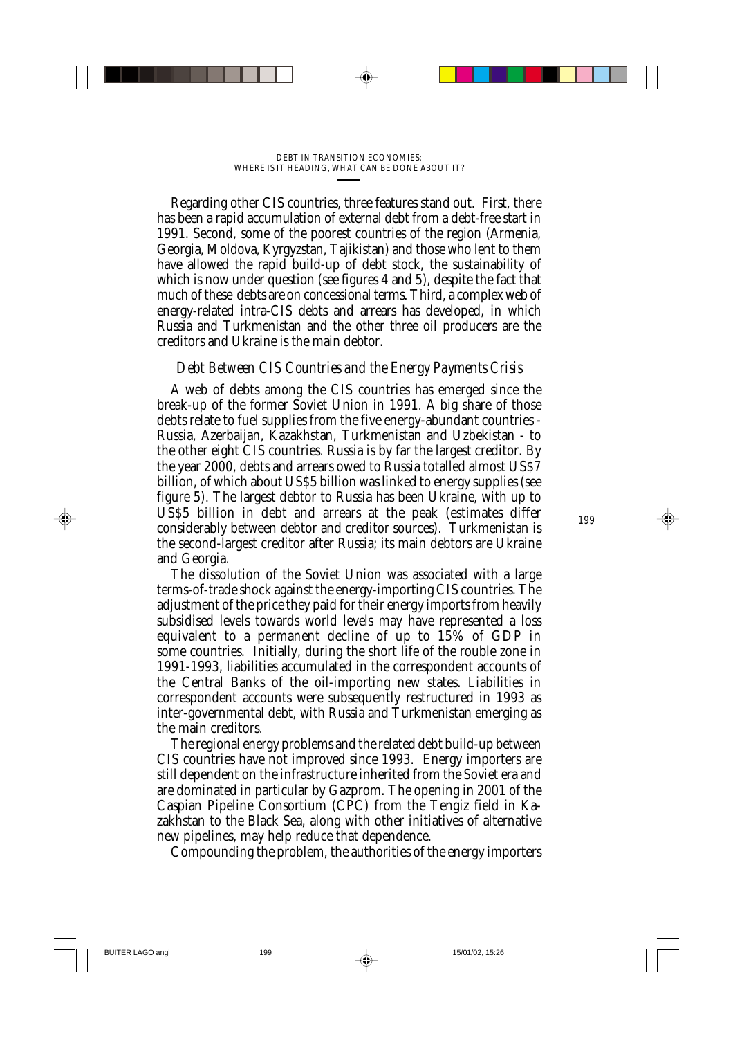Regarding other CIS countries, three features stand out. First, there has been a rapid accumulation of external debt from a debt-free start in 1991. Second, some of the poorest countries of the region (Armenia, Georgia, Moldova, Kyrgyzstan, Tajikistan) and those who lent to them have allowed the rapid build-up of debt stock, the sustainability of which is now under question (see figures 4 and 5), despite the fact that much of these debts are on concessional terms. Third, a complex web of energy-related intra-CIS debts and arrears has developed, in which Russia and Turkmenistan and the other three oil producers are the creditors and Ukraine is the main debtor.

### *Debt Between CIS Countries and the Energy Payments Crisis*

A web of debts among the CIS countries has emerged since the break-up of the former Soviet Union in 1991. A big share of those debts relate to fuel supplies from the five energy-abundant countries - Russia, Azerbaijan, Kazakhstan, Turkmenistan and Uzbekistan - to the other eight CIS countries. Russia is by far the largest creditor. By the year 2000, debts and arrears owed to Russia totalled almost US$7 billion, of which about US$5 billion was linked to energy supplies (see figure 5). The largest debtor to Russia has been Ukraine, with up to US$5 billion in debt and arrears at the peak (estimates differ considerably between debtor and creditor sources). Turkmenistan is the second-largest creditor after Russia; its main debtors are Ukraine and Georgia.

The dissolution of the Soviet Union was associated with a large terms-of-trade shock against the energy-importing CIS countries. The adjustment of the price they paid for their energy imports from heavily subsidised levels towards world levels may have represented a loss equivalent to a permanent decline of up to 15% of GDP in some countries. Initially, during the short life of the rouble zone in 1991-1993, liabilities accumulated in the correspondent accounts of the Central Banks of the oil-importing new states. Liabilities in correspondent accounts were subsequently restructured in 1993 as inter-governmental debt, with Russia and Turkmenistan emerging as the main creditors.

The regional energy problems and the related debt build-up between CIS countries have not improved since 1993. Energy importers are still dependent on the infrastructure inherited from the Soviet era and are dominated in particular by Gazprom. The opening in 2001 of the Caspian Pipeline Consortium (CPC) from the Tengiz field in Kazakhstan to the Black Sea, along with other initiatives of alternative new pipelines, may help reduce that dependence.

Compounding the problem, the authorities of the energy importers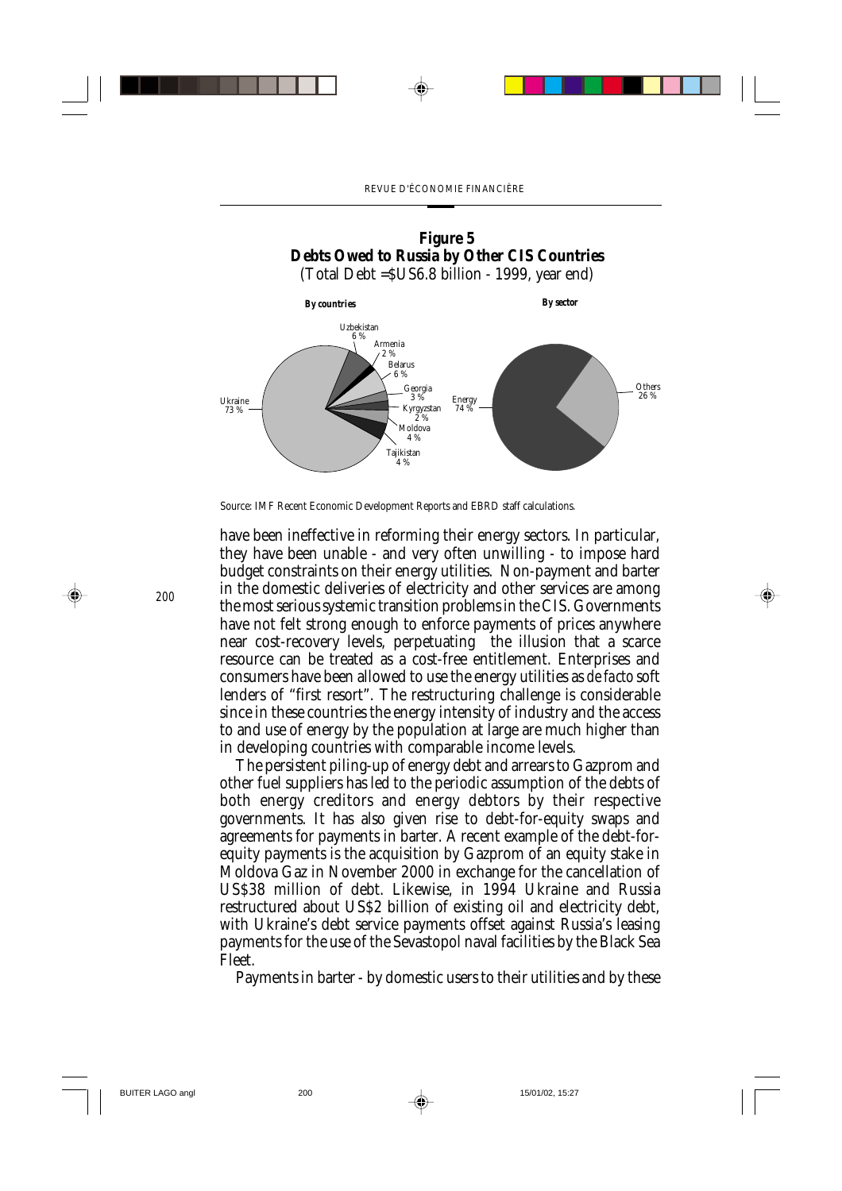**Figure 5**
**Debts Owed to Russia by Other CIS Countries**
(Total Debt =$US6.8 billion - 1999, year end)

***By countries***

Ukraine 73 %, Uzbekistan 6 %, Armenia 2 %, Belarus 6 %, Georgia 3 %, Kyrgyzstan 2 %, Moldova 4 %, Tajikistan 4 %

***By sector***

Energy 74 %, Others 26 %

Source: IMF Recent Economic Development Reports and EBRD staff calculations.

have been ineffective in reforming their energy sectors. In particular, they have been unable - and very often unwilling - to impose hard budget constraints on their energy utilities. Non-payment and barter in the domestic deliveries of electricity and other services are among the most serious systemic transition problems in the CIS. Governments have not felt strong enough to enforce payments of prices anywhere near cost-recovery levels, perpetuating the illusion that a scarce resource can be treated as a cost-free entitlement. Enterprises and consumers have been allowed to use the energy utilities as *de facto* soft lenders of "first resort". The restructuring challenge is considerable since in these countries the energy intensity of industry and the access to and use of energy by the population at large are much higher than in developing countries with comparable income levels.

The persistent piling-up of energy debt and arrears to Gazprom and other fuel suppliers has led to the periodic assumption of the debts of both energy creditors and energy debtors by their respective governments. It has also given rise to debt-for-equity swaps and agreements for payments in barter. A recent example of the debt-for-equity payments is the acquisition by Gazprom of an equity stake in Moldova Gaz in November 2000 in exchange for the cancellation of US$38 million of debt. Likewise, in 1994 Ukraine and Russia restructured about US$2 billion of existing oil and electricity debt, with Ukraine's debt service payments offset against Russia's leasing payments for the use of the Sevastopol naval facilities by the Black Sea Fleet.

Payments in barter - by domestic users to their utilities and by these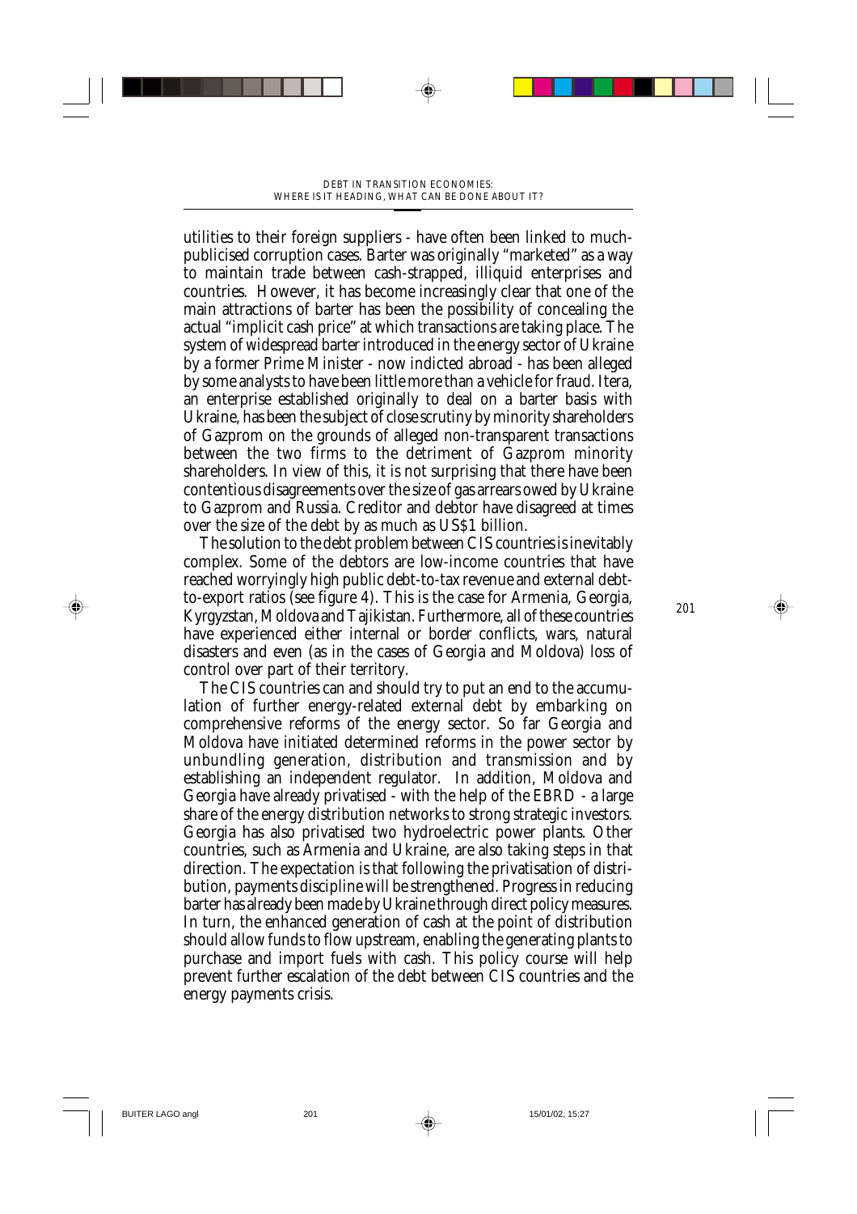utilities to their foreign suppliers - have often been linked to much-publicised corruption cases. Barter was originally "marketed" as a way to maintain trade between cash-strapped, illiquid enterprises and countries. However, it has become increasingly clear that one of the main attractions of barter has been the possibility of concealing the actual "implicit cash price" at which transactions are taking place. The system of widespread barter introduced in the energy sector of Ukraine by a former Prime Minister - now indicted abroad - has been alleged by some analysts to have been little more than a vehicle for fraud. Itera, an enterprise established originally to deal on a barter basis with Ukraine, has been the subject of close scrutiny by minority shareholders of Gazprom on the grounds of alleged non-transparent transactions between the two firms to the detriment of Gazprom minority shareholders. In view of this, it is not surprising that there have been contentious disagreements over the size of gas arrears owed by Ukraine to Gazprom and Russia. Creditor and debtor have disagreed at times over the size of the debt by as much as US$1 billion.

The solution to the debt problem between CIS countries is inevitably complex. Some of the debtors are low-income countries that have reached worryingly high public debt-to-tax revenue and external debt-to-export ratios (see figure 4). This is the case for Armenia, Georgia, Kyrgyzstan, Moldova and Tajikistan. Furthermore, all of these countries have experienced either internal or border conflicts, wars, natural disasters and even (as in the cases of Georgia and Moldova) loss of control over part of their territory.

The CIS countries can and should try to put an end to the accumulation of further energy-related external debt by embarking on comprehensive reforms of the energy sector. So far Georgia and Moldova have initiated determined reforms in the power sector by unbundling generation, distribution and transmission and by establishing an independent regulator. In addition, Moldova and Georgia have already privatised - with the help of the EBRD - a large share of the energy distribution networks to strong strategic investors. Georgia has also privatised two hydroelectric power plants. Other countries, such as Armenia and Ukraine, are also taking steps in that direction. The expectation is that following the privatisation of distribution, payments discipline will be strengthened. Progress in reducing barter has already been made by Ukraine through direct policy measures. In turn, the enhanced generation of cash at the point of distribution should allow funds to flow upstream, enabling the generating plants to purchase and import fuels with cash. This policy course will help prevent further escalation of the debt between CIS countries and the energy payments crisis.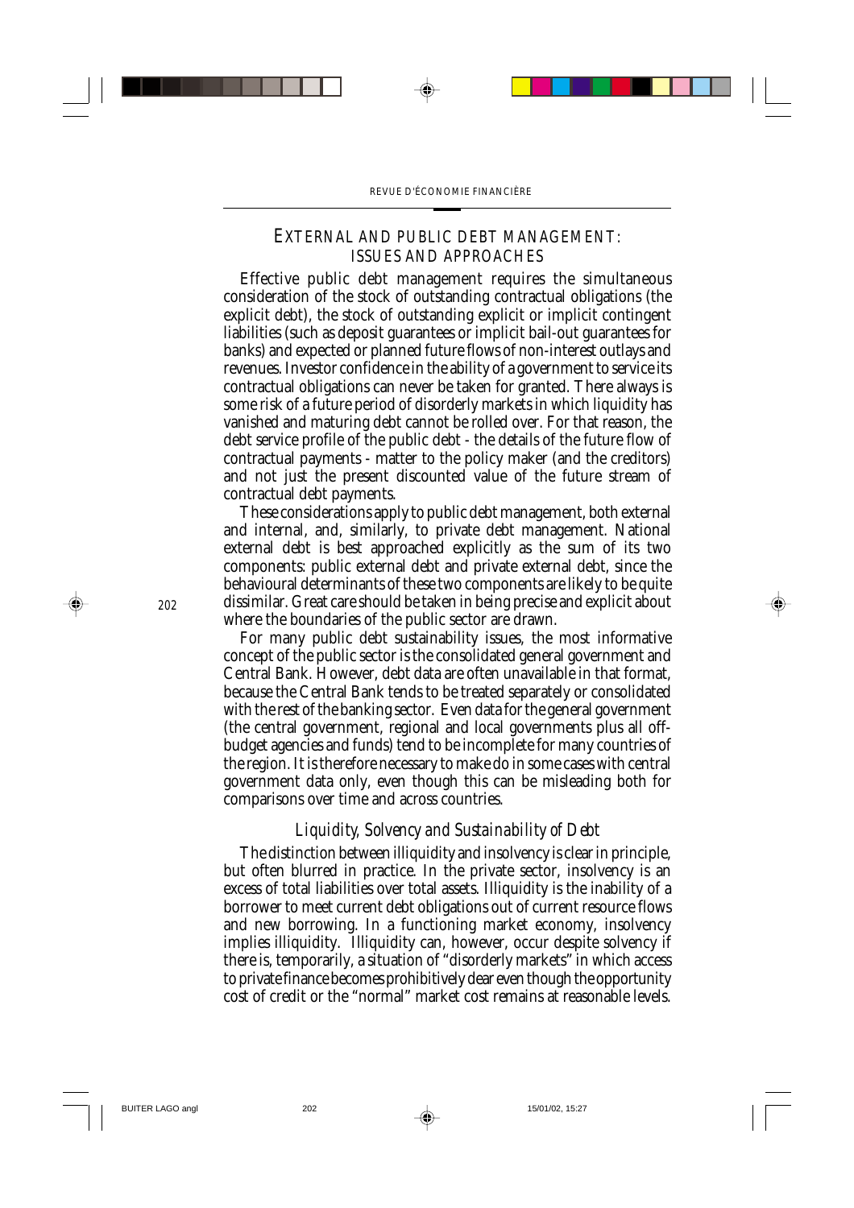## EXTERNAL AND PUBLIC DEBT MANAGEMENT: ISSUES AND APPROACHES

Effective public debt management requires the simultaneous consideration of the stock of outstanding contractual obligations (the explicit debt), the stock of outstanding explicit or implicit contingent liabilities (such as deposit guarantees or implicit bail-out guarantees for banks) and expected or planned future flows of non-interest outlays and revenues. Investor confidence in the ability of a government to service its contractual obligations can never be taken for granted. There always is some risk of a future period of disorderly markets in which liquidity has vanished and maturing debt cannot be rolled over. For that reason, the debt service profile of the public debt - the details of the future flow of contractual payments - matter to the policy maker (and the creditors) and not just the present discounted value of the future stream of contractual debt payments.

These considerations apply to public debt management, both external and internal, and, similarly, to private debt management. National external debt is best approached explicitly as the sum of its two components: public external debt and private external debt, since the behavioural determinants of these two components are likely to be quite dissimilar. Great care should be taken in being precise and explicit about where the boundaries of the public sector are drawn.

For many public debt sustainability issues, the most informative concept of the public sector is the consolidated general government and Central Bank. However, debt data are often unavailable in that format, because the Central Bank tends to be treated separately or consolidated with the rest of the banking sector. Even data for the general government (the central government, regional and local governments plus all off-budget agencies and funds) tend to be incomplete for many countries of the region. It is therefore necessary to make do in some cases with central government data only, even though this can be misleading both for comparisons over time and across countries.

### *Liquidity, Solvency and Sustainability of Debt*

The distinction between illiquidity and insolvency is clear in principle, but often blurred in practice. In the private sector, insolvency is an excess of total liabilities over total assets. Illiquidity is the inability of a borrower to meet current debt obligations out of current resource flows and new borrowing. In a functioning market economy, insolvency implies illiquidity. Illiquidity can, however, occur despite solvency if there is, temporarily, a situation of "disorderly markets" in which access to private finance becomes prohibitively dear even though the opportunity cost of credit or the "normal" market cost remains at reasonable levels.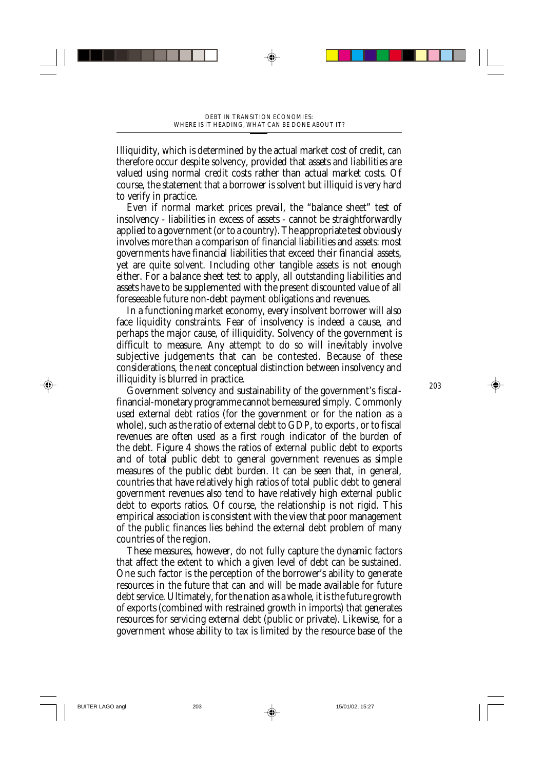Illiquidity, which is determined by the actual market cost of credit, can therefore occur despite solvency, provided that assets and liabilities are valued using normal credit costs rather than actual market costs. Of course, the statement that a borrower is solvent but illiquid is very hard to verify in practice.

Even if normal market prices prevail, the "balance sheet" test of insolvency - liabilities in excess of assets - cannot be straightforwardly applied to a government (or to a country). The appropriate test obviously involves more than a comparison of financial liabilities and assets: most governments have financial liabilities that exceed their financial assets, yet are quite solvent. Including other tangible assets is not enough either. For a balance sheet test to apply, all outstanding liabilities and assets have to be supplemented with the present discounted value of all foreseeable future non-debt payment obligations and revenues.

In a functioning market economy, every insolvent borrower will also face liquidity constraints. Fear of insolvency is indeed a cause, and perhaps the major cause, of illiquidity. Solvency of the government is difficult to measure. Any attempt to do so will inevitably involve subjective judgements that can be contested. Because of these considerations, the neat conceptual distinction between insolvency and illiquidity is blurred in practice.

Government solvency and sustainability of the government's fiscal-financial-monetary programme cannot be measured simply. Commonly used external debt ratios (for the government or for the nation as a whole), such as the ratio of external debt to GDP, to exports, or to fiscal revenues are often used as a first rough indicator of the burden of the debt. Figure 4 shows the ratios of external public debt to exports and of total public debt to general government revenues as simple measures of the public debt burden. It can be seen that, in general, countries that have relatively high ratios of total public debt to general government revenues also tend to have relatively high external public debt to exports ratios. Of course, the relationship is not rigid. This empirical association is consistent with the view that poor management of the public finances lies behind the external debt problem of many countries of the region.

These measures, however, do not fully capture the dynamic factors that affect the extent to which a given level of debt can be sustained. One such factor is the perception of the borrower's ability to generate resources in the future that can and will be made available for future debt service. Ultimately, for the nation as a whole, it is the future growth of exports (combined with restrained growth in imports) that generates resources for servicing external debt (public or private). Likewise, for a government whose ability to tax is limited by the resource base of the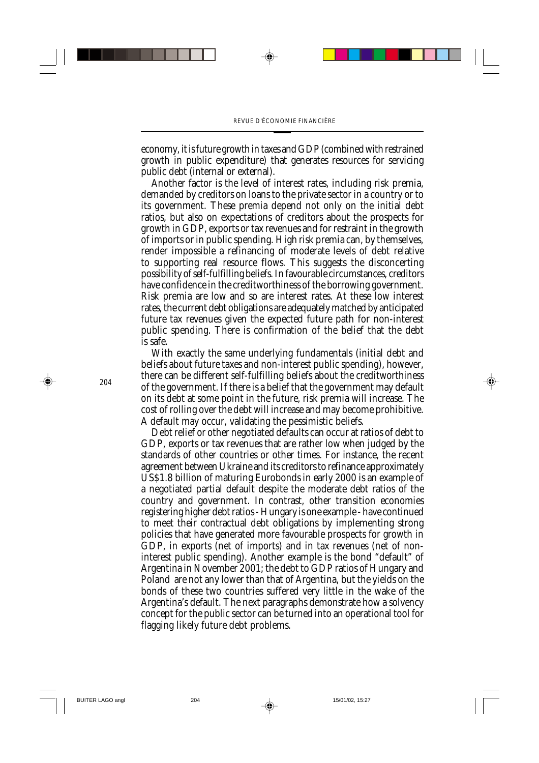economy, it is future growth in taxes and GDP (combined with restrained growth in public expenditure) that generates resources for servicing public debt (internal or external).

Another factor is the level of interest rates, including risk premia, demanded by creditors on loans to the private sector in a country or to its government. These premia depend not only on the initial debt ratios, but also on expectations of creditors about the prospects for growth in GDP, exports or tax revenues and for restraint in the growth of imports or in public spending. High risk premia can, by themselves, render impossible a refinancing of moderate levels of debt relative to supporting real resource flows. This suggests the disconcerting possibility of self-fulfilling beliefs. In favourable circumstances, creditors have confidence in the creditworthiness of the borrowing government. Risk premia are low and so are interest rates. At these low interest rates, the current debt obligations are adequately matched by anticipated future tax revenues given the expected future path for non-interest public spending. There is confirmation of the belief that the debt is safe.

With exactly the same underlying fundamentals (initial debt and beliefs about future taxes and non-interest public spending), however, there can be different self-fulfilling beliefs about the creditworthiness of the government. If there is a belief that the government may default on its debt at some point in the future, risk premia will increase. The cost of rolling over the debt will increase and may become prohibitive. A default may occur, validating the pessimistic beliefs.

Debt relief or other negotiated defaults can occur at ratios of debt to GDP, exports or tax revenues that are rather low when judged by the standards of other countries or other times. For instance, the recent agreement between Ukraine and its creditors to refinance approximately US$1.8 billion of maturing Eurobonds in early 2000 is an example of a negotiated partial default despite the moderate debt ratios of the country and government. In contrast, other transition economies registering higher debt ratios - Hungary is one example - have continued to meet their contractual debt obligations by implementing strong policies that have generated more favourable prospects for growth in GDP, in exports (net of imports) and in tax revenues (net of non-interest public spending). Another example is the bond "default" of Argentina in November 2001; the debt to GDP ratios of Hungary and Poland are not any lower than that of Argentina, but the yields on the bonds of these two countries suffered very little in the wake of the Argentina's default. The next paragraphs demonstrate how a solvency concept for the public sector can be turned into an operational tool for flagging likely future debt problems.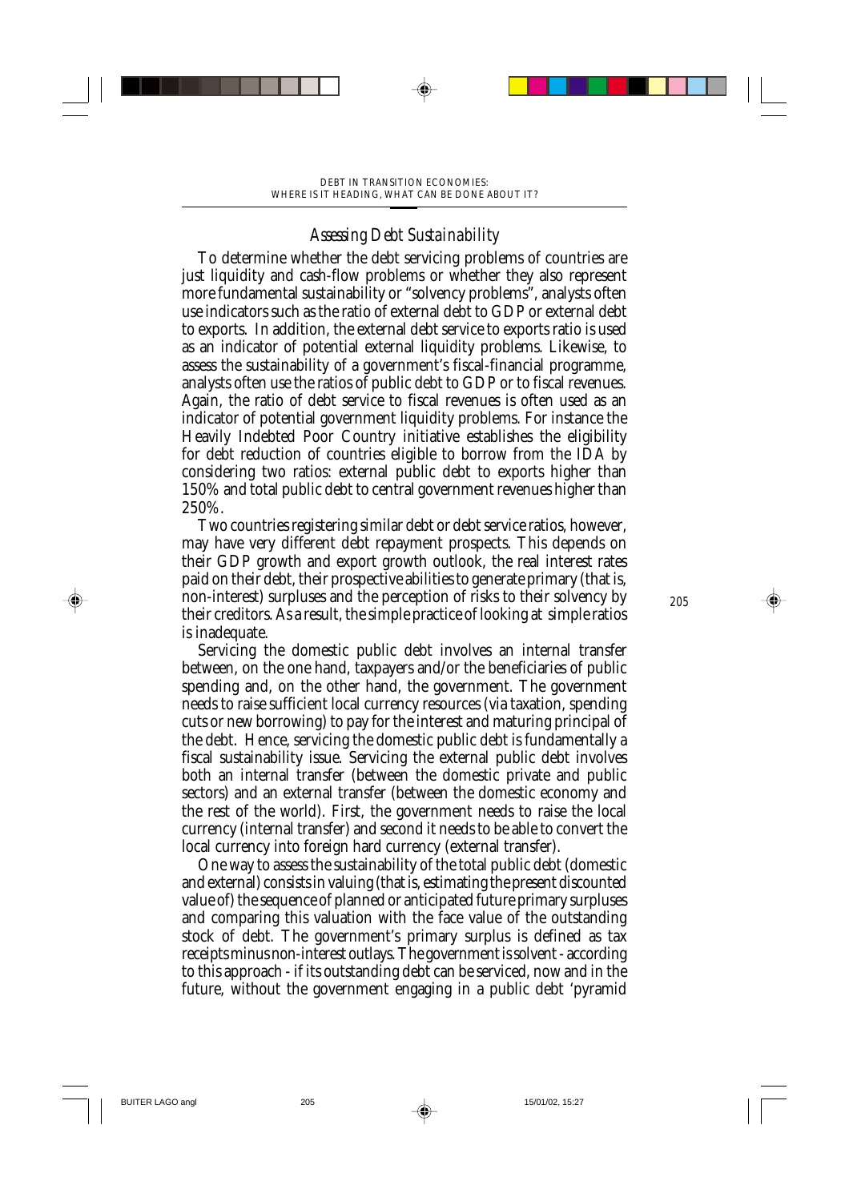### *Assessing Debt Sustainability*

To determine whether the debt servicing problems of countries are just liquidity and cash-flow problems or whether they also represent more fundamental sustainability or "solvency problems", analysts often use indicators such as the ratio of external debt to GDP or external debt to exports. In addition, the external debt service to exports ratio is used as an indicator of potential external liquidity problems. Likewise, to assess the sustainability of a government's fiscal-financial programme, analysts often use the ratios of public debt to GDP or to fiscal revenues. Again, the ratio of debt service to fiscal revenues is often used as an indicator of potential government liquidity problems. For instance the Heavily Indebted Poor Country initiative establishes the eligibility for debt reduction of countries eligible to borrow from the IDA by considering two ratios: external public debt to exports higher than 150% and total public debt to central government revenues higher than 250%.

Two countries registering similar debt or debt service ratios, however, may have very different debt repayment prospects. This depends on their GDP growth and export growth outlook, the real interest rates paid on their debt, their prospective abilities to generate primary (that is, non-interest) surpluses and the perception of risks to their solvency by their creditors. As a result, the simple practice of looking at simple ratios is inadequate.

Servicing the domestic public debt involves an internal transfer between, on the one hand, taxpayers and/or the beneficiaries of public spending and, on the other hand, the government. The government needs to raise sufficient local currency resources (via taxation, spending cuts or new borrowing) to pay for the interest and maturing principal of the debt. Hence, servicing the domestic public debt is fundamentally a fiscal sustainability issue. Servicing the external public debt involves both an internal transfer (between the domestic private and public sectors) and an external transfer (between the domestic economy and the rest of the world). First, the government needs to raise the local currency (internal transfer) and second it needs to be able to convert the local currency into foreign hard currency (external transfer).

One way to assess the sustainability of the total public debt (domestic and external) consists in valuing (that is, estimating the present discounted value of) the sequence of planned or anticipated future primary surpluses and comparing this valuation with the face value of the outstanding stock of debt. The government's primary surplus is defined as tax receipts minus non-interest outlays. The government is solvent - according to this approach - if its outstanding debt can be serviced, now and in the future, without the government engaging in a public debt 'pyramid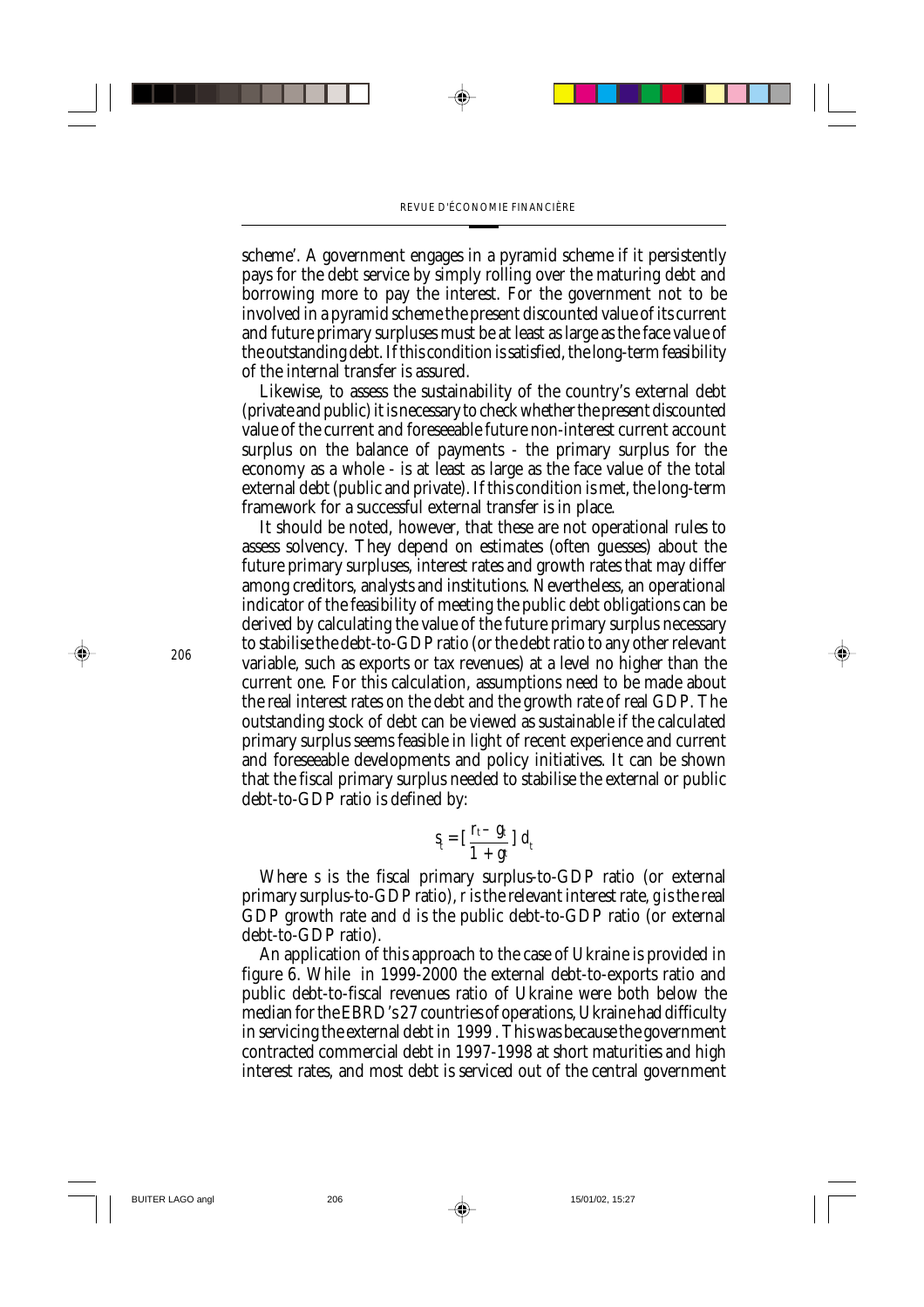scheme'. A government engages in a pyramid scheme if it persistently pays for the debt service by simply rolling over the maturing debt and borrowing more to pay the interest. For the government not to be involved in a pyramid scheme the present discounted value of its current and future primary surpluses must be at least as large as the face value of the outstanding debt. If this condition is satisfied, the long-term feasibility of the internal transfer is assured.

Likewise, to assess the sustainability of the country's external debt (private and public) it is necessary to check whether the present discounted value of the current and foreseeable future non-interest current account surplus on the balance of payments - the primary surplus for the economy as a whole - is at least as large as the face value of the total external debt (public and private). If this condition is met, the long-term framework for a successful external transfer is in place.

It should be noted, however, that these are not operational rules to assess solvency. They depend on estimates (often guesses) about the future primary surpluses, interest rates and growth rates that may differ among creditors, analysts and institutions. Nevertheless, an operational indicator of the feasibility of meeting the public debt obligations can be derived by calculating the value of the future primary surplus necessary to stabilise the debt-to-GDP ratio (or the debt ratio to any other relevant variable, such as exports or tax revenues) at a level no higher than the current one. For this calculation, assumptions need to be made about the real interest rates on the debt and the growth rate of real GDP. The outstanding stock of debt can be viewed as sustainable if the calculated primary surplus seems feasible in light of recent experience and current and foreseeable developments and policy initiatives. It can be shown that the fiscal primary surplus needed to stabilise the external or public debt-to-GDP ratio is defined by:

$$s_t = \left[ \frac{r_t - g_t}{1 + g_t} \right] d_t$$

Where $s$ is the fiscal primary surplus-to-GDP ratio (or external primary surplus-to-GDP ratio), $r$ is the relevant interest rate, $g$ is the real GDP growth rate and $d$ is the public debt-to-GDP ratio (or external debt-to-GDP ratio).

An application of this approach to the case of Ukraine is provided in figure 6. While in 1999-2000 the external debt-to-exports ratio and public debt-to-fiscal revenues ratio of Ukraine were both below the median for the EBRD's 27 countries of operations, Ukraine had difficulty in servicing the external debt in 1999. This was because the government contracted commercial debt in 1997-1998 at short maturities and high interest rates, and most debt is serviced out of the central government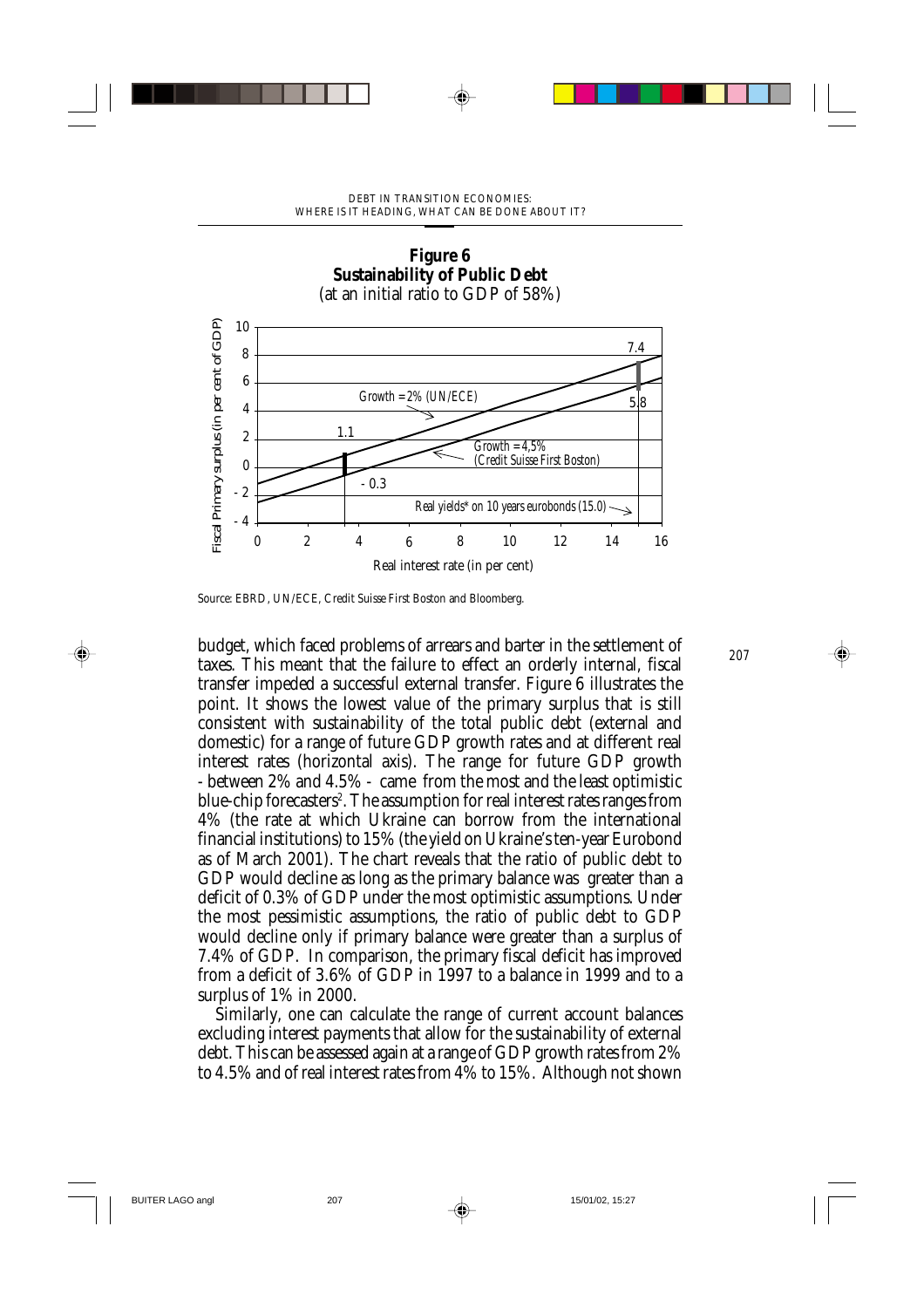**Figure 6**
**Sustainability of Public Debt**
(at an initial ratio to GDP of 58%)

Source: EBRD, UN/ECE, Credit Suisse First Boston and Bloomberg.

budget, which faced problems of arrears and barter in the settlement of taxes. This meant that the failure to effect an orderly internal, fiscal transfer impeded a successful external transfer. Figure 6 illustrates the point. It shows the lowest value of the primary surplus that is still consistent with sustainability of the total public debt (external and domestic) for a range of future GDP growth rates and at different real interest rates (horizontal axis). The range for future GDP growth - between 2% and 4.5% - came from the most and the least optimistic blue-chip forecasters[2]. The assumption for real interest rates ranges from 4% (the rate at which Ukraine can borrow from the international financial institutions) to 15% (the yield on Ukraine's ten-year Eurobond as of March 2001). The chart reveals that the ratio of public debt to GDP would decline as long as the primary balance was greater than a deficit of 0.3% of GDP under the most optimistic assumptions. Under the most pessimistic assumptions, the ratio of public debt to GDP would decline only if primary balance were greater than a surplus of 7.4% of GDP. In comparison, the primary fiscal deficit has improved from a deficit of 3.6% of GDP in 1997 to a balance in 1999 and to a surplus of 1% in 2000.

Similarly, one can calculate the range of current account balances excluding interest payments that allow for the sustainability of external debt. This can be assessed again at a range of GDP growth rates from 2% to 4.5% and of real interest rates from 4% to 15%. Although not shown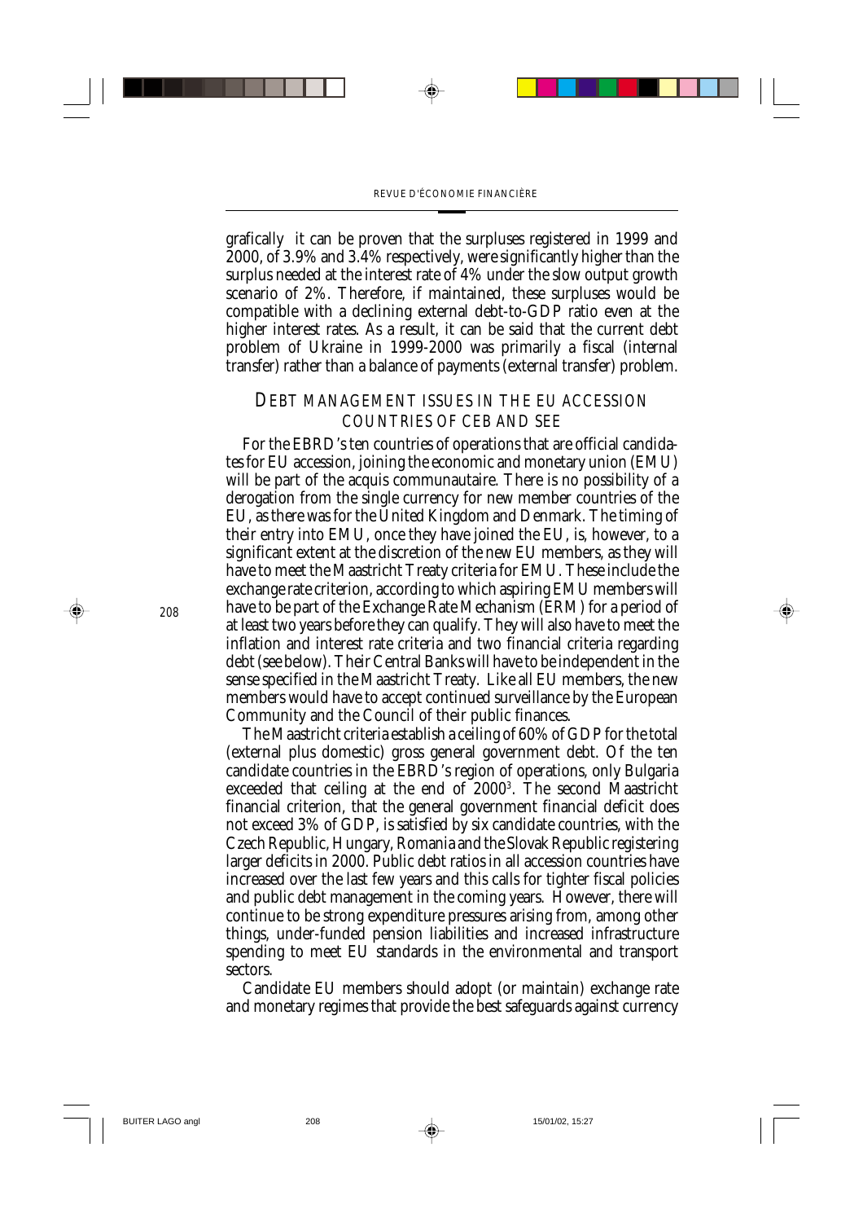grafically it can be proven that the surpluses registered in 1999 and 2000, of 3.9% and 3.4% respectively, were significantly higher than the surplus needed at the interest rate of 4% under the slow output growth scenario of 2%. Therefore, if maintained, these surpluses would be compatible with a declining external debt-to-GDP ratio even at the higher interest rates. As a result, it can be said that the current debt problem of Ukraine in 1999-2000 was primarily a fiscal (internal transfer) rather than a balance of payments (external transfer) problem.

## DEBT MANAGEMENT ISSUES IN THE EU ACCESSION COUNTRIES OF CEB AND SEE

For the EBRD's ten countries of operations that are official candidates for EU accession, joining the economic and monetary union (EMU) will be part of the acquis communautaire. There is no possibility of a derogation from the single currency for new member countries of the EU, as there was for the United Kingdom and Denmark. The timing of their entry into EMU, once they have joined the EU, is, however, to a significant extent at the discretion of the new EU members, as they will have to meet the Maastricht Treaty criteria for EMU. These include the exchange rate criterion, according to which aspiring EMU members will have to be part of the Exchange Rate Mechanism (ERM) for a period of at least two years before they can qualify. They will also have to meet the inflation and interest rate criteria and two financial criteria regarding debt (see below). Their Central Banks will have to be independent in the sense specified in the Maastricht Treaty. Like all EU members, the new members would have to accept continued surveillance by the European Community and the Council of their public finances.

The Maastricht criteria establish a ceiling of 60% of GDP for the total (external plus domestic) gross general government debt. Of the ten candidate countries in the EBRD's region of operations, only Bulgaria exceeded that ceiling at the end of 2000[3]. The second Maastricht financial criterion, that the general government financial deficit does not exceed 3% of GDP, is satisfied by six candidate countries, with the Czech Republic, Hungary, Romania and the Slovak Republic registering larger deficits in 2000. Public debt ratios in all accession countries have increased over the last few years and this calls for tighter fiscal policies and public debt management in the coming years. However, there will continue to be strong expenditure pressures arising from, among other things, under-funded pension liabilities and increased infrastructure spending to meet EU standards in the environmental and transport sectors.

Candidate EU members should adopt (or maintain) exchange rate and monetary regimes that provide the best safeguards against currency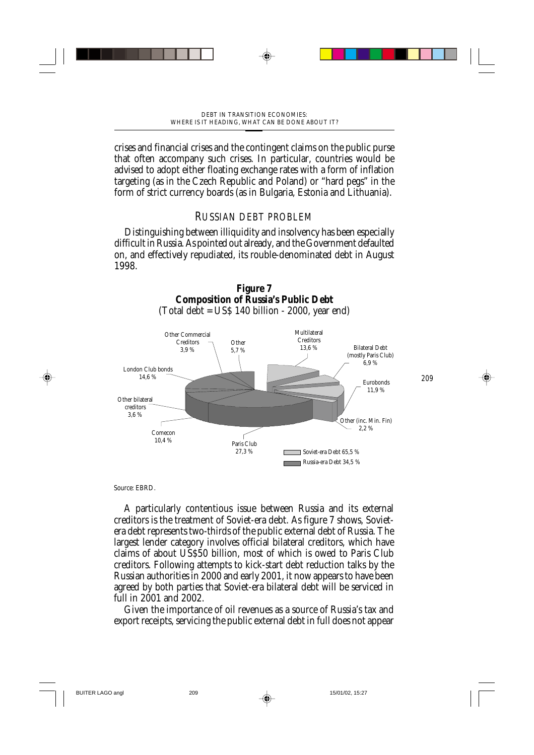crises and financial crises and the contingent claims on the public purse that often accompany such crises. In particular, countries would be advised to adopt either floating exchange rates with a form of inflation targeting (as in the Czech Republic and Poland) or "hard pegs" in the form of strict currency boards (as in Bulgaria, Estonia and Lithuania).

## RUSSIAN DEBT PROBLEM

Distinguishing between illiquidity and insolvency has been especially difficult in Russia. As pointed out already, and the Government defaulted on, and effectively repudiated, its rouble-denominated debt in August 1998.

**Figure 7**
**Composition of Russia's Public Debt**
(Total debt = US$ 140 billion - 2000, year end)

Other Commercial Creditors 3,9 %
Other 5,7 %
Multilateral Creditors 13,6 %
Bilateral Debt (mostly Paris Club) 6,9 %
Eurobonds 11,9 %
Other (inc. Min. Fin) 2,2 %
Paris Club 27,3 %
Comecon 10,4 %
Other bilateral creditors 3,6 %
London Club bonds 14,6 %

Soviet-era Debt 65,5 %
Russia-era Debt 34,5 %

Source: EBRD.

A particularly contentious issue between Russia and its external creditors is the treatment of Soviet-era debt. As figure 7 shows, Soviet-era debt represents two-thirds of the public external debt of Russia. The largest lender category involves official bilateral creditors, which have claims of about US$50 billion, most of which is owed to Paris Club creditors. Following attempts to kick-start debt reduction talks by the Russian authorities in 2000 and early 2001, it now appears to have been agreed by both parties that Soviet-era bilateral debt will be serviced in full in 2001 and 2002.

Given the importance of oil revenues as a source of Russia's tax and export receipts, servicing the public external debt in full does not appear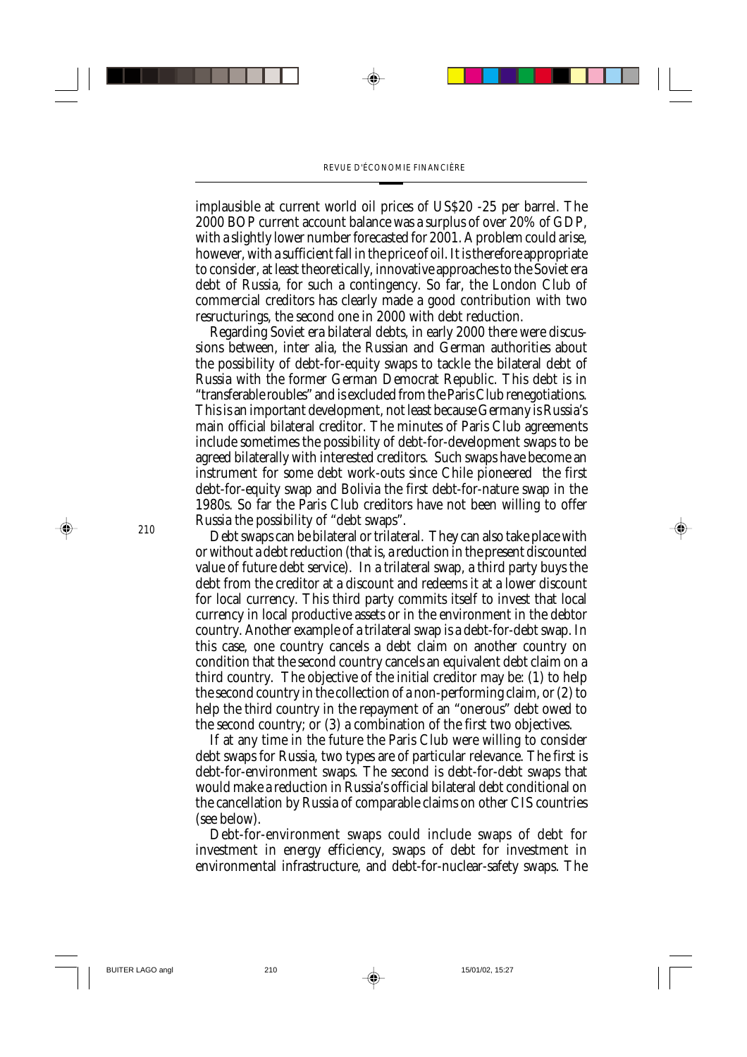implausible at current world oil prices of US$20 -25 per barrel. The 2000 BOP current account balance was a surplus of over 20% of GDP, with a slightly lower number forecasted for 2001. A problem could arise, however, with a sufficient fall in the price of oil. It is therefore appropriate to consider, at least theoretically, innovative approaches to the Soviet era debt of Russia, for such a contingency. So far, the London Club of commercial creditors has clearly made a good contribution with two resructurings, the second one in 2000 with debt reduction.

Regarding Soviet era bilateral debts, in early 2000 there were discussions between, inter alia, the Russian and German authorities about the possibility of debt-for-equity swaps to tackle the bilateral debt of Russia with the former German Democrat Republic. This debt is in "transferable roubles" and is excluded from the Paris Club renegotiations. This is an important development, not least because Germany is Russia's main official bilateral creditor. The minutes of Paris Club agreements include sometimes the possibility of debt-for-development swaps to be agreed bilaterally with interested creditors. Such swaps have become an instrument for some debt work-outs since Chile pioneered the first debt-for-equity swap and Bolivia the first debt-for-nature swap in the 1980s. So far the Paris Club creditors have not been willing to offer Russia the possibility of "debt swaps".

Debt swaps can be bilateral or trilateral. They can also take place with or without a debt reduction (that is, a reduction in the present discounted value of future debt service). In a trilateral swap, a third party buys the debt from the creditor at a discount and redeems it at a lower discount for local currency. This third party commits itself to invest that local currency in local productive assets or in the environment in the debtor country. Another example of a trilateral swap is a debt-for-debt swap. In this case, one country cancels a debt claim on another country on condition that the second country cancels an equivalent debt claim on a third country. The objective of the initial creditor may be: (1) to help the second country in the collection of a non-performing claim, or (2) to help the third country in the repayment of an "onerous" debt owed to the second country; or (3) a combination of the first two objectives.

If at any time in the future the Paris Club were willing to consider debt swaps for Russia, two types are of particular relevance. The first is debt-for-environment swaps. The second is debt-for-debt swaps that would make a reduction in Russia's official bilateral debt conditional on the cancellation by Russia of comparable claims on other CIS countries (see below).

Debt-for-environment swaps could include swaps of debt for investment in energy efficiency, swaps of debt for investment in environmental infrastructure, and debt-for-nuclear-safety swaps. The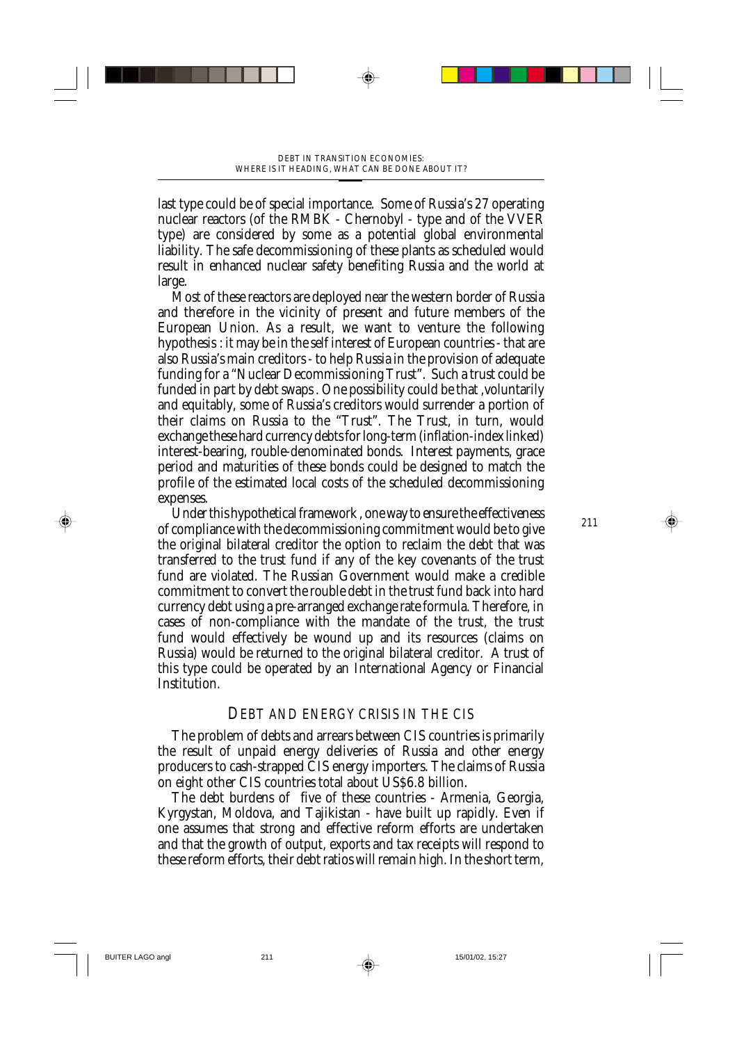last type could be of special importance. Some of Russia's 27 operating nuclear reactors (of the RMBK - Chernobyl - type and of the VVER type) are considered by some as a potential global environmental liability. The safe decommissioning of these plants as scheduled would result in enhanced nuclear safety benefiting Russia and the world at large.

Most of these reactors are deployed near the western border of Russia and therefore in the vicinity of present and future members of the European Union. As a result, we want to venture the following hypothesis : it may be in the self interest of European countries - that are also Russia's main creditors - to help Russia in the provision of adequate funding for a "Nuclear Decommissioning Trust". Such a trust could be funded in part by debt swaps . One possibility could be that ,voluntarily and equitably, some of Russia's creditors would surrender a portion of their claims on Russia to the "Trust". The Trust, in turn, would exchange these hard currency debts for long-term (inflation-index linked) interest-bearing, rouble-denominated bonds. Interest payments, grace period and maturities of these bonds could be designed to match the profile of the estimated local costs of the scheduled decommissioning expenses.

Under this hypothetical framework , one way to ensure the effectiveness of compliance with the decommissioning commitment would be to give the original bilateral creditor the option to reclaim the debt that was transferred to the trust fund if any of the key covenants of the trust fund are violated. The Russian Government would make a credible commitment to convert the rouble debt in the trust fund back into hard currency debt using a pre-arranged exchange rate formula. Therefore, in cases of non-compliance with the mandate of the trust, the trust fund would effectively be wound up and its resources (claims on Russia) would be returned to the original bilateral creditor. A trust of this type could be operated by an International Agency or Financial Institution.

## DEBT AND ENERGY CRISIS IN THE CIS

The problem of debts and arrears between CIS countries is primarily the result of unpaid energy deliveries of Russia and other energy producers to cash-strapped CIS energy importers. The claims of Russia on eight other CIS countries total about US$6.8 billion.

The debt burdens of five of these countries - Armenia, Georgia, Kyrgystan, Moldova, and Tajikistan - have built up rapidly. Even if one assumes that strong and effective reform efforts are undertaken and that the growth of output, exports and tax receipts will respond to these reform efforts, their debt ratios will remain high. In the short term,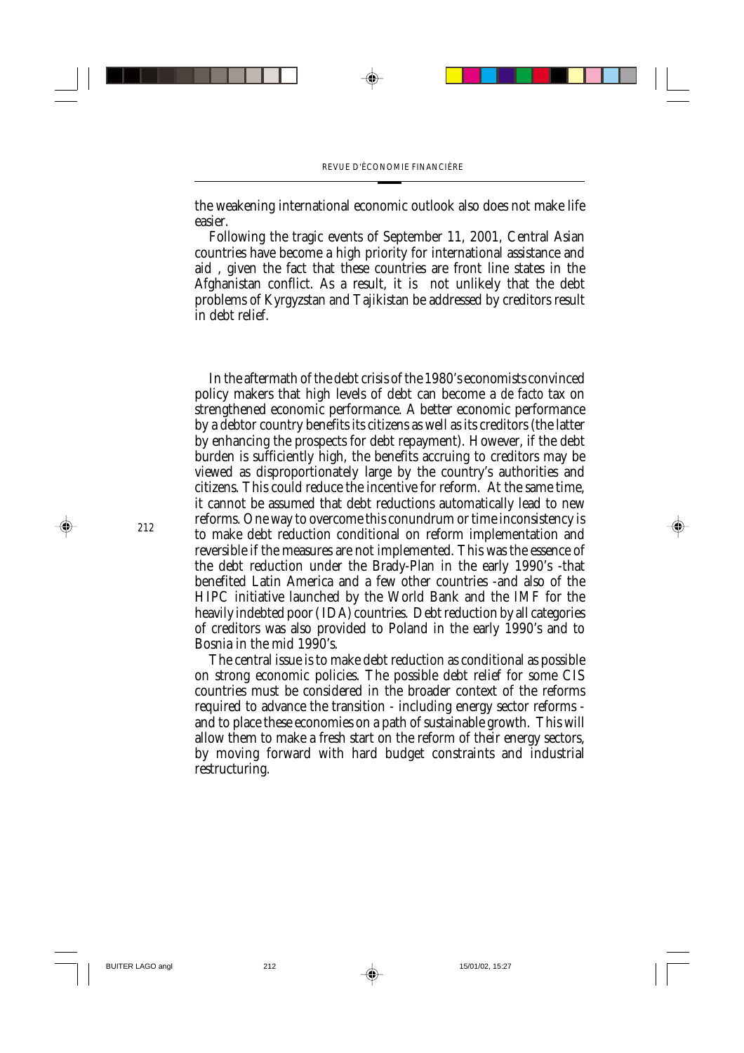the weakening international economic outlook also does not make life easier.

Following the tragic events of September 11, 2001, Central Asian countries have become a high priority for international assistance and aid , given the fact that these countries are front line states in the Afghanistan conflict. As a result, it is not unlikely that the debt problems of Kyrgyzstan and Tajikistan be addressed by creditors result in debt relief.

In the aftermath of the debt crisis of the 1980's economists convinced policy makers that high levels of debt can become a *de facto* tax on strengthened economic performance. A better economic performance by a debtor country benefits its citizens as well as its creditors (the latter by enhancing the prospects for debt repayment). However, if the debt burden is sufficiently high, the benefits accruing to creditors may be viewed as disproportionately large by the country's authorities and citizens. This could reduce the incentive for reform. At the same time, it cannot be assumed that debt reductions automatically lead to new reforms. One way to overcome this conundrum or time inconsistency is to make debt reduction conditional on reform implementation and reversible if the measures are not implemented. This was the essence of the debt reduction under the Brady-Plan in the early 1990's -that benefited Latin America and a few other countries -and also of the HIPC initiative launched by the World Bank and the IMF for the heavily indebted poor ( IDA) countries. Debt reduction by all categories of creditors was also provided to Poland in the early 1990's and to Bosnia in the mid 1990's.

The central issue is to make debt reduction as conditional as possible on strong economic policies. The possible debt relief for some CIS countries must be considered in the broader context of the reforms required to advance the transition - including energy sector reforms - and to place these economies on a path of sustainable growth. This will allow them to make a fresh start on the reform of their energy sectors, by moving forward with hard budget constraints and industrial restructuring.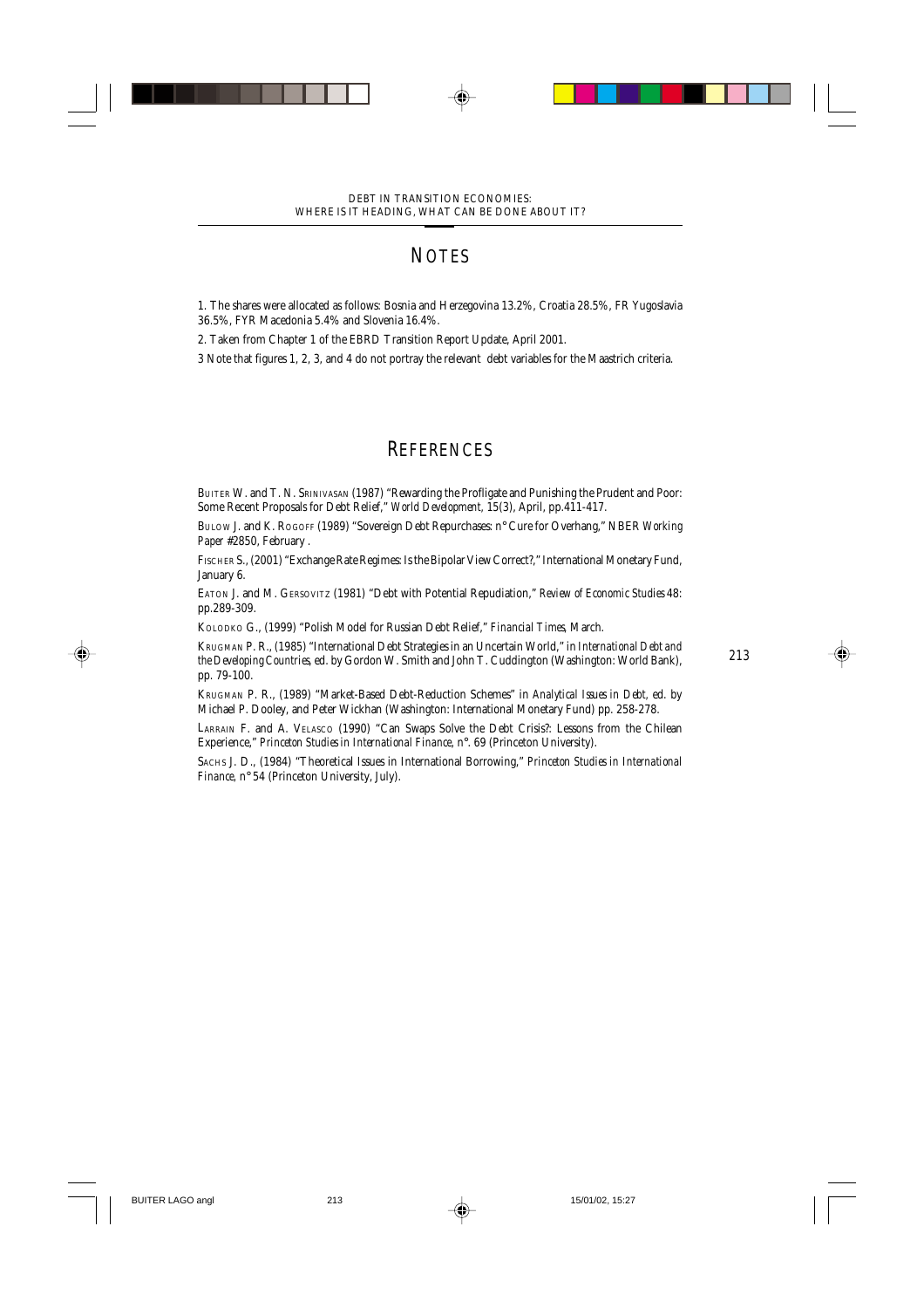## NOTES

1. The shares were allocated as follows: Bosnia and Herzegovina 13.2%, Croatia 28.5%, FR Yugoslavia 36.5%, FYR Macedonia 5.4% and Slovenia 16.4%.

2. Taken from Chapter 1 of the EBRD Transition Report Update, April 2001.

3 Note that figures 1, 2, 3, and 4 do not portray the relevant debt variables for the Maastrich criteria.

## REFERENCES

BUITER W. and T. N. SRINIVASAN (1987) "Rewarding the Profligate and Punishing the Prudent and Poor: Some Recent Proposals for Debt Relief," *World Development*, 15(3), April, pp.411-417.

BULOW J. and K. ROGOFF (1989) "Sovereign Debt Repurchases: n° Cure for Overhang," NBER *Working Paper* #2850, February .

FISCHER S., (2001) "Exchange Rate Regimes: Is the Bipolar View Correct?," International Monetary Fund, January 6.

EATON J. and M. GERSOVITZ (1981) "Debt with Potential Repudiation," *Review of Economic Studies* 48: pp.289-309.

KOLODKO G., (1999) "Polish Model for Russian Debt Relief," *Financial Times*, March.

KRUGMAN P. R., (1985) "International Debt Strategies in an Uncertain World," in *International Debt and the Developing Countries*, ed. by Gordon W. Smith and John T. Cuddington (Washington: World Bank), pp. 79-100.

KRUGMAN P. R., (1989) "Market-Based Debt-Reduction Schemes" in *Analytical Issues in Debt*, ed. by Michael P. Dooley, and Peter Wickhan (Washington: International Monetary Fund) pp. 258-278.

LARRAIN F. and A. VELASCO (1990) "Can Swaps Solve the Debt Crisis?: Lessons from the Chilean Experience," *Princeton Studies in International Finance*, n°. 69 (Princeton University).

SACHS J. D., (1984) "Theoretical Issues in International Borrowing," *Princeton Studies in International Finance*, n° 54 (Princeton University, July).